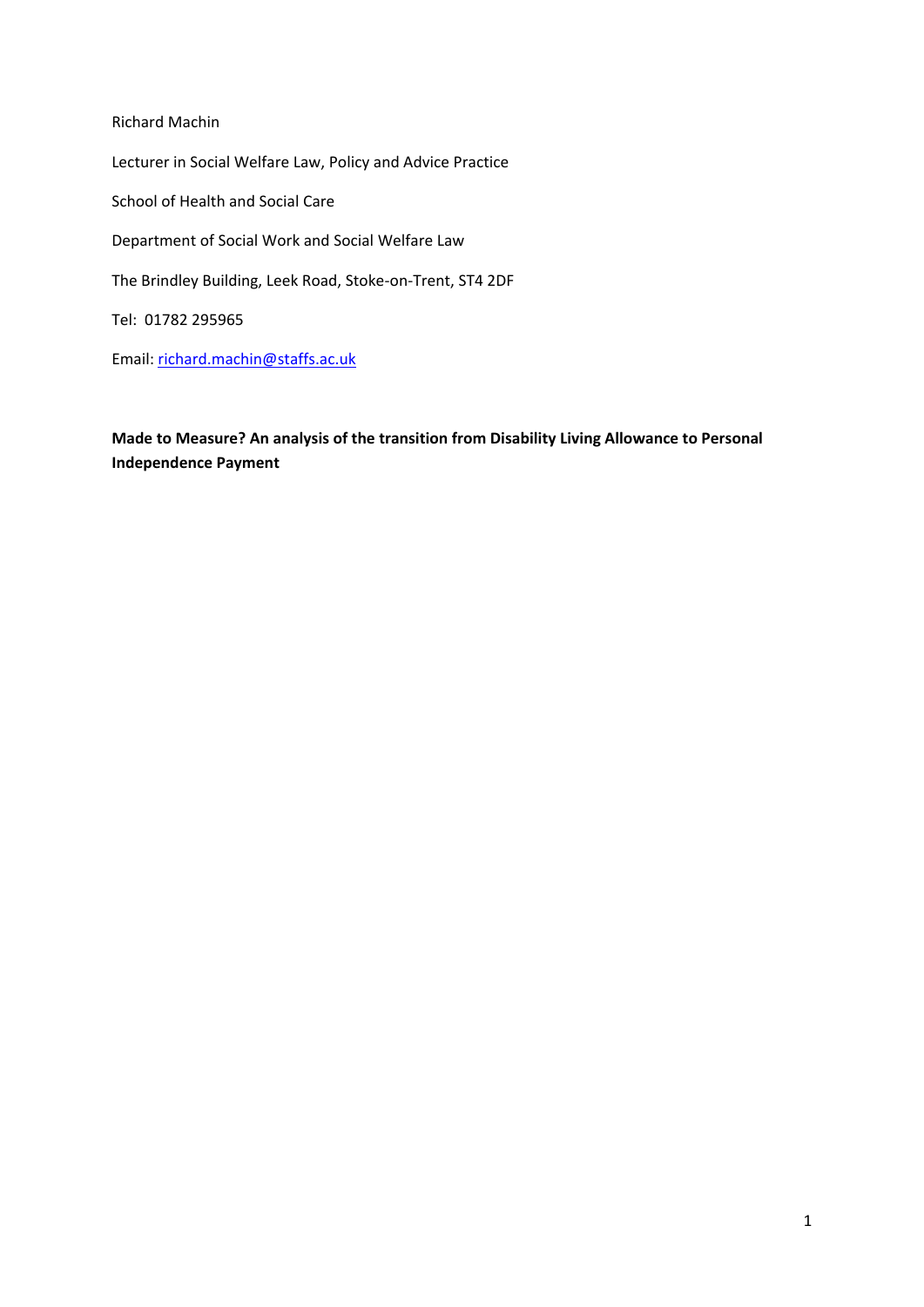Richard Machin

Lecturer in Social Welfare Law, Policy and Advice Practice

School of Health and Social Care

Department of Social Work and Social Welfare Law

The Brindley Building, Leek Road, Stoke-on-Trent, ST4 2DF

Tel: 01782 295965

Email: richard.machin@staffs.ac.uk

**Made to Measure? An analysis of the transition from Disability Living Allowance to Personal Independence Payment**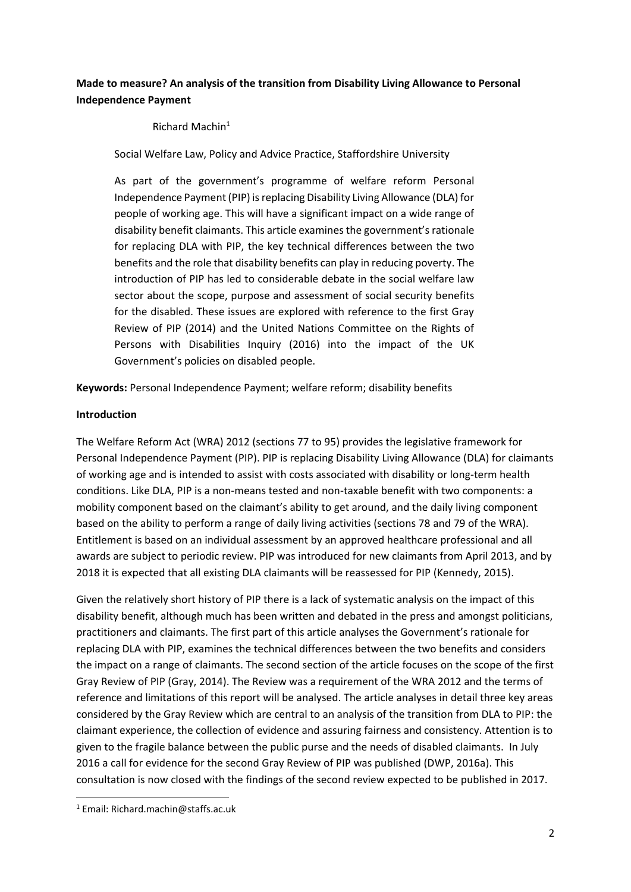**Made to measure? An analysis of the transition from Disability Living Allowance to Personal Independence Payment**

Richard Machin[1]

Social Welfare Law, Policy and Advice Practice, Staffordshire University

As part of the government's programme of welfare reform Personal Independence Payment (PIP) is replacing Disability Living Allowance (DLA) for people of working age. This will have a significant impact on a wide range of disability benefit claimants. This article examines the government's rationale for replacing DLA with PIP, the key technical differences between the two benefits and the role that disability benefits can play in reducing poverty. The introduction of PIP has led to considerable debate in the social welfare law sector about the scope, purpose and assessment of social security benefits for the disabled. These issues are explored with reference to the first Gray Review of PIP (2014) and the United Nations Committee on the Rights of Persons with Disabilities Inquiry (2016) into the impact of the UK Government's policies on disabled people.

**Keywords:** Personal Independence Payment; welfare reform; disability benefits

## Introduction

The Welfare Reform Act (WRA) 2012 (sections 77 to 95) provides the legislative framework for Personal Independence Payment (PIP). PIP is replacing Disability Living Allowance (DLA) for claimants of working age and is intended to assist with costs associated with disability or long-term health conditions. Like DLA, PIP is a non-means tested and non-taxable benefit with two components: a mobility component based on the claimant's ability to get around, and the daily living component based on the ability to perform a range of daily living activities (sections 78 and 79 of the WRA). Entitlement is based on an individual assessment by an approved healthcare professional and all awards are subject to periodic review. PIP was introduced for new claimants from April 2013, and by 2018 it is expected that all existing DLA claimants will be reassessed for PIP (Kennedy, 2015).

Given the relatively short history of PIP there is a lack of systematic analysis on the impact of this disability benefit, although much has been written and debated in the press and amongst politicians, practitioners and claimants. The first part of this article analyses the Government's rationale for replacing DLA with PIP, examines the technical differences between the two benefits and considers the impact on a range of claimants. The second section of the article focuses on the scope of the first Gray Review of PIP (Gray, 2014). The Review was a requirement of the WRA 2012 and the terms of reference and limitations of this report will be analysed. The article analyses in detail three key areas considered by the Gray Review which are central to an analysis of the transition from DLA to PIP: the claimant experience, the collection of evidence and assuring fairness and consistency. Attention is to given to the fragile balance between the public purse and the needs of disabled claimants. In July 2016 a call for evidence for the second Gray Review of PIP was published (DWP, 2016a). This consultation is now closed with the findings of the second review expected to be published in 2017.

[1] Email: Richard.machin@staffs.ac.uk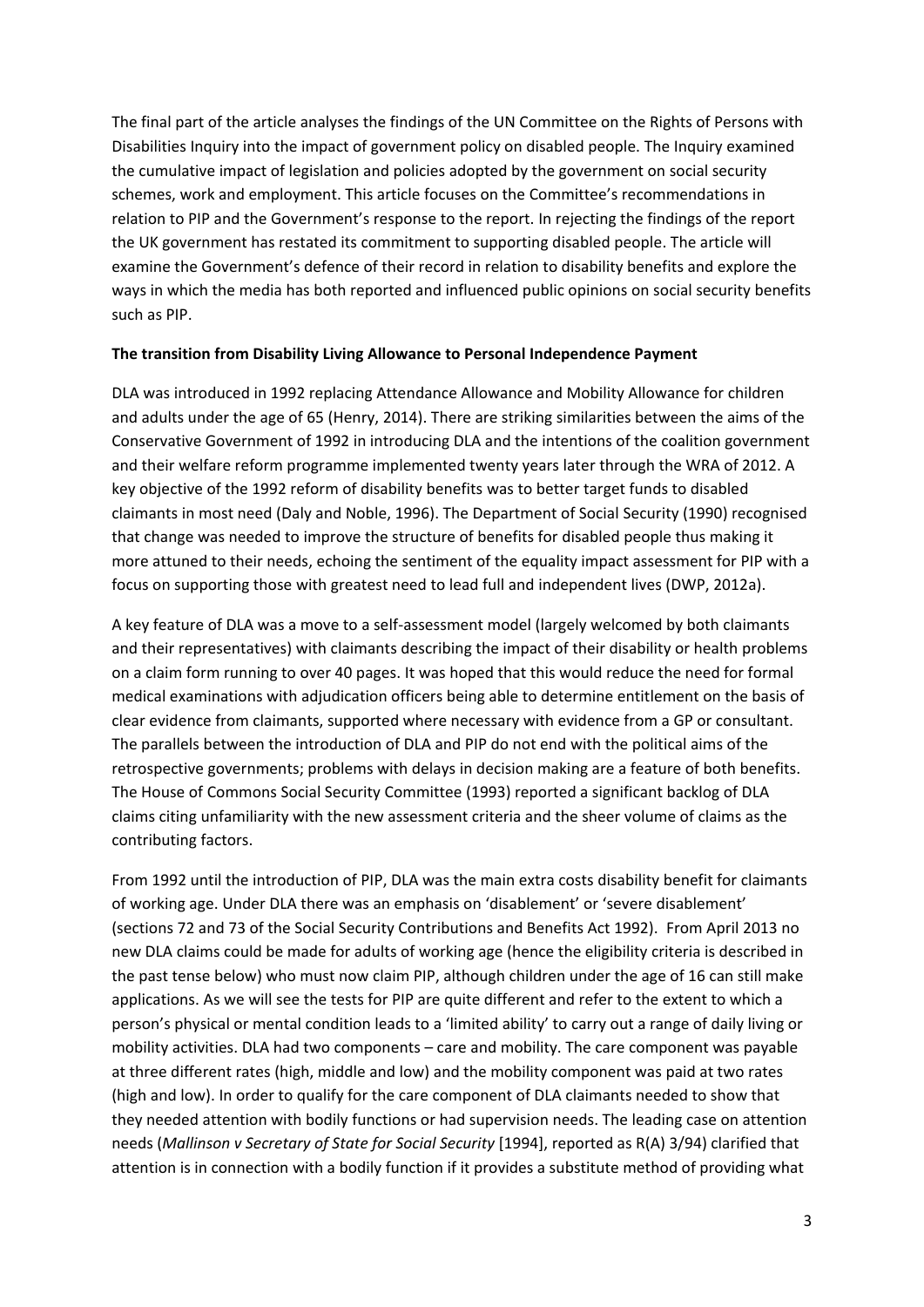The final part of the article analyses the findings of the UN Committee on the Rights of Persons with Disabilities Inquiry into the impact of government policy on disabled people. The Inquiry examined the cumulative impact of legislation and policies adopted by the government on social security schemes, work and employment. This article focuses on the Committee's recommendations in relation to PIP and the Government's response to the report. In rejecting the findings of the report the UK government has restated its commitment to supporting disabled people. The article will examine the Government's defence of their record in relation to disability benefits and explore the ways in which the media has both reported and influenced public opinions on social security benefits such as PIP.

**The transition from Disability Living Allowance to Personal Independence Payment**

DLA was introduced in 1992 replacing Attendance Allowance and Mobility Allowance for children and adults under the age of 65 (Henry, 2014). There are striking similarities between the aims of the Conservative Government of 1992 in introducing DLA and the intentions of the coalition government and their welfare reform programme implemented twenty years later through the WRA of 2012. A key objective of the 1992 reform of disability benefits was to better target funds to disabled claimants in most need (Daly and Noble, 1996). The Department of Social Security (1990) recognised that change was needed to improve the structure of benefits for disabled people thus making it more attuned to their needs, echoing the sentiment of the equality impact assessment for PIP with a focus on supporting those with greatest need to lead full and independent lives (DWP, 2012a).

A key feature of DLA was a move to a self-assessment model (largely welcomed by both claimants and their representatives) with claimants describing the impact of their disability or health problems on a claim form running to over 40 pages. It was hoped that this would reduce the need for formal medical examinations with adjudication officers being able to determine entitlement on the basis of clear evidence from claimants, supported where necessary with evidence from a GP or consultant. The parallels between the introduction of DLA and PIP do not end with the political aims of the retrospective governments; problems with delays in decision making are a feature of both benefits. The House of Commons Social Security Committee (1993) reported a significant backlog of DLA claims citing unfamiliarity with the new assessment criteria and the sheer volume of claims as the contributing factors.

From 1992 until the introduction of PIP, DLA was the main extra costs disability benefit for claimants of working age. Under DLA there was an emphasis on 'disablement' or 'severe disablement' (sections 72 and 73 of the Social Security Contributions and Benefits Act 1992). From April 2013 no new DLA claims could be made for adults of working age (hence the eligibility criteria is described in the past tense below) who must now claim PIP, although children under the age of 16 can still make applications. As we will see the tests for PIP are quite different and refer to the extent to which a person's physical or mental condition leads to a 'limited ability' to carry out a range of daily living or mobility activities. DLA had two components – care and mobility. The care component was payable at three different rates (high, middle and low) and the mobility component was paid at two rates (high and low). In order to qualify for the care component of DLA claimants needed to show that they needed attention with bodily functions or had supervision needs. The leading case on attention needs (*Mallinson v Secretary of State for Social Security* [1994], reported as R(A) 3/94) clarified that attention is in connection with a bodily function if it provides a substitute method of providing what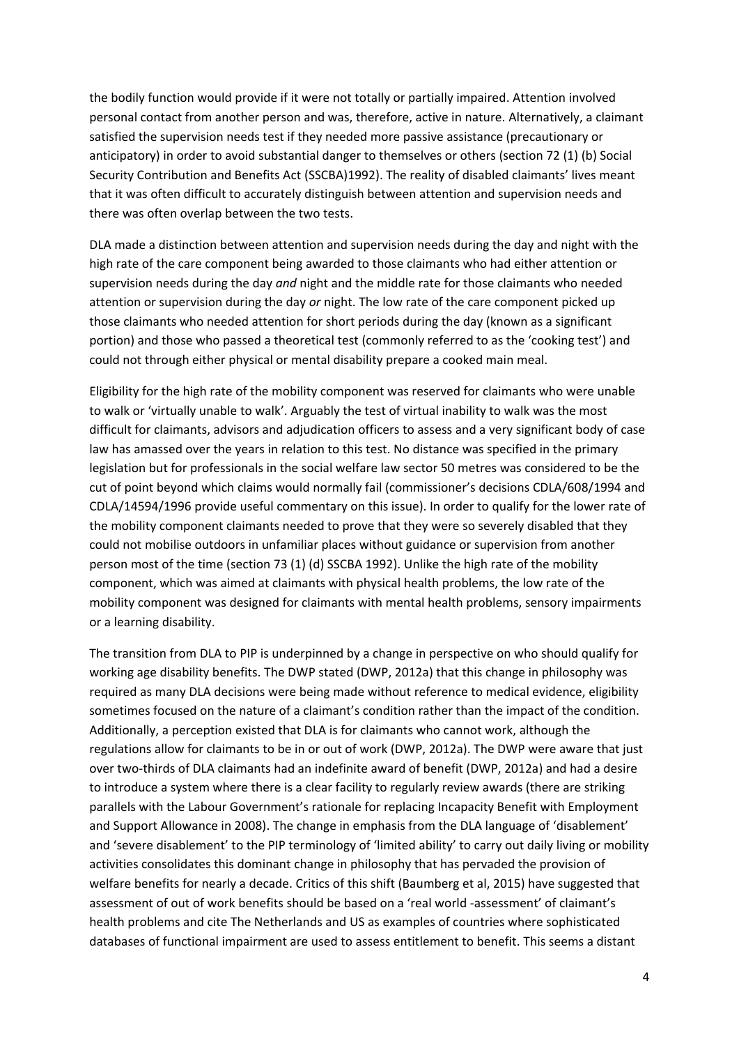the bodily function would provide if it were not totally or partially impaired. Attention involved personal contact from another person and was, therefore, active in nature. Alternatively, a claimant satisfied the supervision needs test if they needed more passive assistance (precautionary or anticipatory) in order to avoid substantial danger to themselves or others (section 72 (1) (b) Social Security Contribution and Benefits Act (SSCBA)1992). The reality of disabled claimants' lives meant that it was often difficult to accurately distinguish between attention and supervision needs and there was often overlap between the two tests.

DLA made a distinction between attention and supervision needs during the day and night with the high rate of the care component being awarded to those claimants who had either attention or supervision needs during the day *and* night and the middle rate for those claimants who needed attention or supervision during the day *or* night. The low rate of the care component picked up those claimants who needed attention for short periods during the day (known as a significant portion) and those who passed a theoretical test (commonly referred to as the 'cooking test') and could not through either physical or mental disability prepare a cooked main meal.

Eligibility for the high rate of the mobility component was reserved for claimants who were unable to walk or 'virtually unable to walk'. Arguably the test of virtual inability to walk was the most difficult for claimants, advisors and adjudication officers to assess and a very significant body of case law has amassed over the years in relation to this test. No distance was specified in the primary legislation but for professionals in the social welfare law sector 50 metres was considered to be the cut of point beyond which claims would normally fail (commissioner's decisions CDLA/608/1994 and CDLA/14594/1996 provide useful commentary on this issue). In order to qualify for the lower rate of the mobility component claimants needed to prove that they were so severely disabled that they could not mobilise outdoors in unfamiliar places without guidance or supervision from another person most of the time (section 73 (1) (d) SSCBA 1992). Unlike the high rate of the mobility component, which was aimed at claimants with physical health problems, the low rate of the mobility component was designed for claimants with mental health problems, sensory impairments or a learning disability.

The transition from DLA to PIP is underpinned by a change in perspective on who should qualify for working age disability benefits. The DWP stated (DWP, 2012a) that this change in philosophy was required as many DLA decisions were being made without reference to medical evidence, eligibility sometimes focused on the nature of a claimant's condition rather than the impact of the condition. Additionally, a perception existed that DLA is for claimants who cannot work, although the regulations allow for claimants to be in or out of work (DWP, 2012a). The DWP were aware that just over two-thirds of DLA claimants had an indefinite award of benefit (DWP, 2012a) and had a desire to introduce a system where there is a clear facility to regularly review awards (there are striking parallels with the Labour Government's rationale for replacing Incapacity Benefit with Employment and Support Allowance in 2008). The change in emphasis from the DLA language of 'disablement' and 'severe disablement' to the PIP terminology of 'limited ability' to carry out daily living or mobility activities consolidates this dominant change in philosophy that has pervaded the provision of welfare benefits for nearly a decade. Critics of this shift (Baumberg et al, 2015) have suggested that assessment of out of work benefits should be based on a 'real world -assessment' of claimant's health problems and cite The Netherlands and US as examples of countries where sophisticated databases of functional impairment are used to assess entitlement to benefit. This seems a distant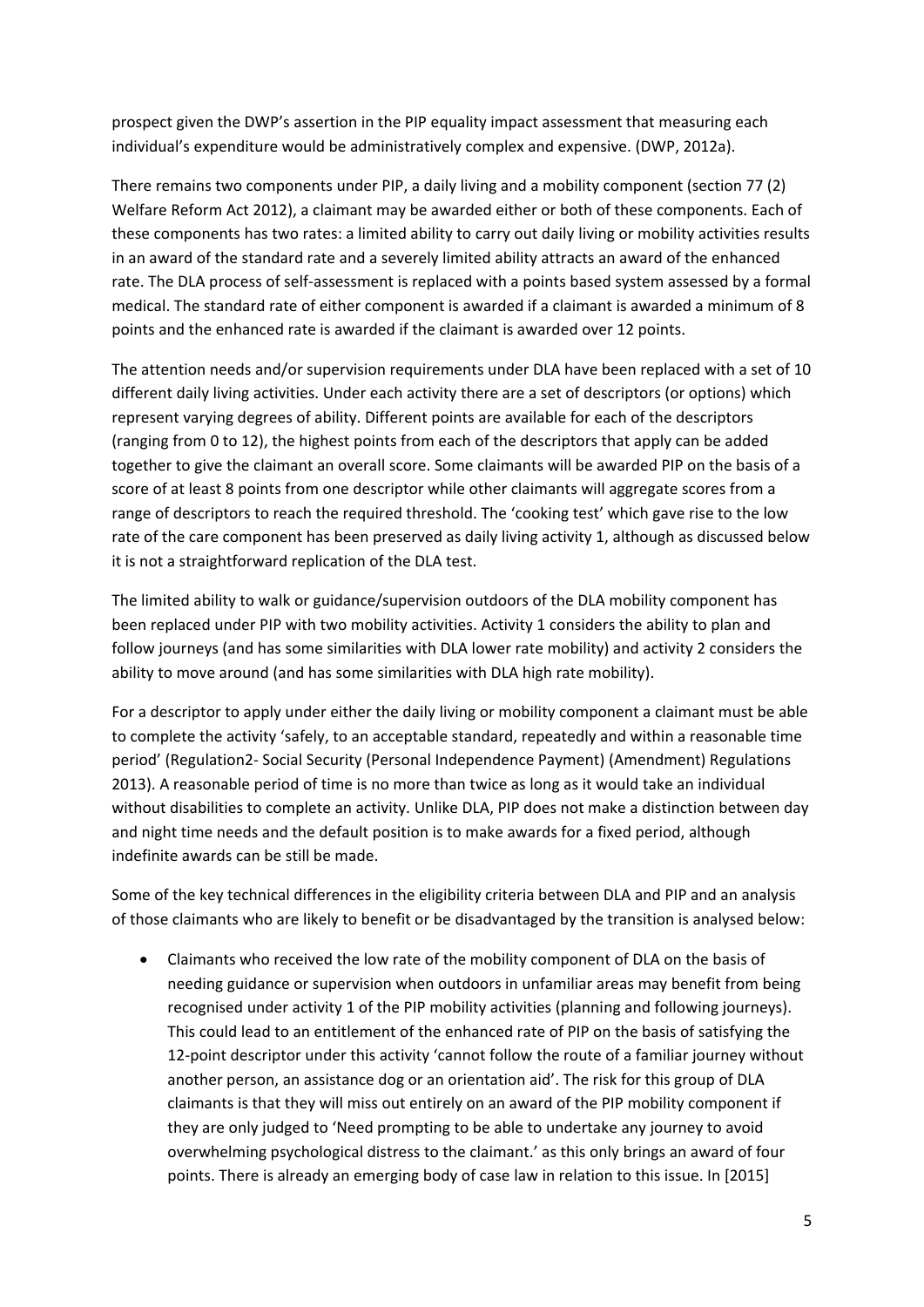prospect given the DWP's assertion in the PIP equality impact assessment that measuring each individual's expenditure would be administratively complex and expensive. (DWP, 2012a).

There remains two components under PIP, a daily living and a mobility component (section 77 (2) Welfare Reform Act 2012), a claimant may be awarded either or both of these components. Each of these components has two rates: a limited ability to carry out daily living or mobility activities results in an award of the standard rate and a severely limited ability attracts an award of the enhanced rate. The DLA process of self-assessment is replaced with a points based system assessed by a formal medical. The standard rate of either component is awarded if a claimant is awarded a minimum of 8 points and the enhanced rate is awarded if the claimant is awarded over 12 points.

The attention needs and/or supervision requirements under DLA have been replaced with a set of 10 different daily living activities. Under each activity there are a set of descriptors (or options) which represent varying degrees of ability. Different points are available for each of the descriptors (ranging from 0 to 12), the highest points from each of the descriptors that apply can be added together to give the claimant an overall score. Some claimants will be awarded PIP on the basis of a score of at least 8 points from one descriptor while other claimants will aggregate scores from a range of descriptors to reach the required threshold. The 'cooking test' which gave rise to the low rate of the care component has been preserved as daily living activity 1, although as discussed below it is not a straightforward replication of the DLA test.

The limited ability to walk or guidance/supervision outdoors of the DLA mobility component has been replaced under PIP with two mobility activities. Activity 1 considers the ability to plan and follow journeys (and has some similarities with DLA lower rate mobility) and activity 2 considers the ability to move around (and has some similarities with DLA high rate mobility).

For a descriptor to apply under either the daily living or mobility component a claimant must be able to complete the activity 'safely, to an acceptable standard, repeatedly and within a reasonable time period' (Regulation2- Social Security (Personal Independence Payment) (Amendment) Regulations 2013). A reasonable period of time is no more than twice as long as it would take an individual without disabilities to complete an activity. Unlike DLA, PIP does not make a distinction between day and night time needs and the default position is to make awards for a fixed period, although indefinite awards can be still be made.

Some of the key technical differences in the eligibility criteria between DLA and PIP and an analysis of those claimants who are likely to benefit or be disadvantaged by the transition is analysed below:

- Claimants who received the low rate of the mobility component of DLA on the basis of needing guidance or supervision when outdoors in unfamiliar areas may benefit from being recognised under activity 1 of the PIP mobility activities (planning and following journeys). This could lead to an entitlement of the enhanced rate of PIP on the basis of satisfying the 12-point descriptor under this activity 'cannot follow the route of a familiar journey without another person, an assistance dog or an orientation aid'. The risk for this group of DLA claimants is that they will miss out entirely on an award of the PIP mobility component if they are only judged to 'Need prompting to be able to undertake any journey to avoid overwhelming psychological distress to the claimant.' as this only brings an award of four points. There is already an emerging body of case law in relation to this issue. In [2015]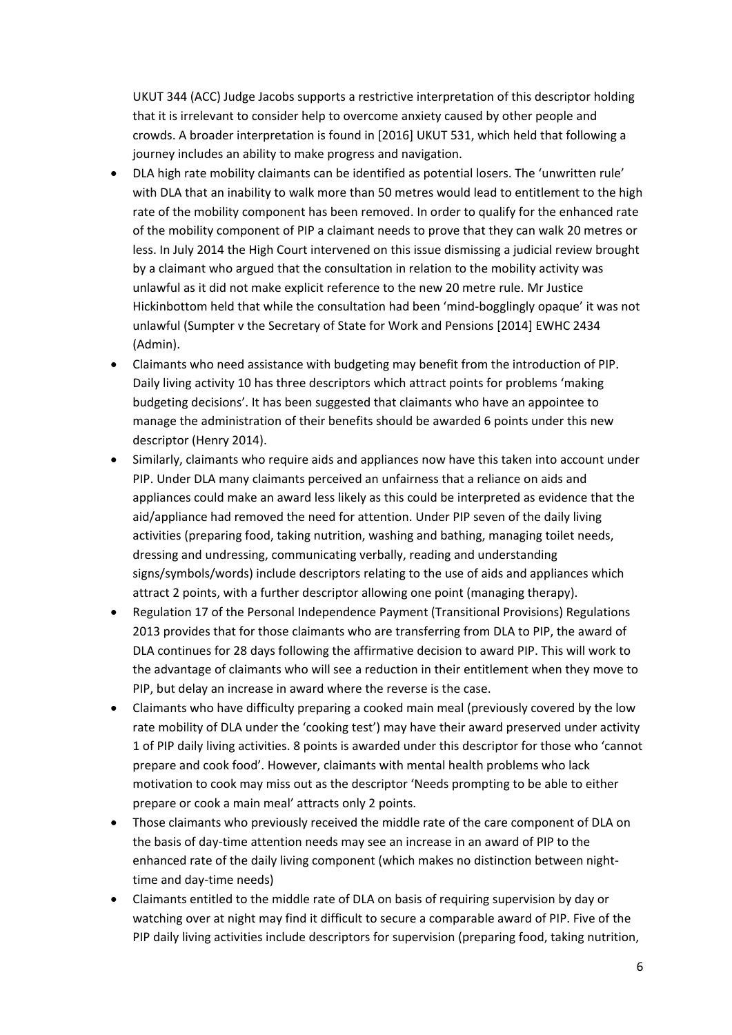UKUT 344 (ACC) Judge Jacobs supports a restrictive interpretation of this descriptor holding that it is irrelevant to consider help to overcome anxiety caused by other people and crowds. A broader interpretation is found in [2016] UKUT 531, which held that following a journey includes an ability to make progress and navigation.

- DLA high rate mobility claimants can be identified as potential losers. The 'unwritten rule' with DLA that an inability to walk more than 50 metres would lead to entitlement to the high rate of the mobility component has been removed. In order to qualify for the enhanced rate of the mobility component of PIP a claimant needs to prove that they can walk 20 metres or less. In July 2014 the High Court intervened on this issue dismissing a judicial review brought by a claimant who argued that the consultation in relation to the mobility activity was unlawful as it did not make explicit reference to the new 20 metre rule. Mr Justice Hickinbottom held that while the consultation had been 'mind-bogglingly opaque' it was not unlawful (Sumpter v the Secretary of State for Work and Pensions [2014] EWHC 2434 (Admin).
- Claimants who need assistance with budgeting may benefit from the introduction of PIP. Daily living activity 10 has three descriptors which attract points for problems 'making budgeting decisions'. It has been suggested that claimants who have an appointee to manage the administration of their benefits should be awarded 6 points under this new descriptor (Henry 2014).
- Similarly, claimants who require aids and appliances now have this taken into account under PIP. Under DLA many claimants perceived an unfairness that a reliance on aids and appliances could make an award less likely as this could be interpreted as evidence that the aid/appliance had removed the need for attention. Under PIP seven of the daily living activities (preparing food, taking nutrition, washing and bathing, managing toilet needs, dressing and undressing, communicating verbally, reading and understanding signs/symbols/words) include descriptors relating to the use of aids and appliances which attract 2 points, with a further descriptor allowing one point (managing therapy).
- Regulation 17 of the Personal Independence Payment (Transitional Provisions) Regulations 2013 provides that for those claimants who are transferring from DLA to PIP, the award of DLA continues for 28 days following the affirmative decision to award PIP. This will work to the advantage of claimants who will see a reduction in their entitlement when they move to PIP, but delay an increase in award where the reverse is the case.
- Claimants who have difficulty preparing a cooked main meal (previously covered by the low rate mobility of DLA under the 'cooking test') may have their award preserved under activity 1 of PIP daily living activities. 8 points is awarded under this descriptor for those who 'cannot prepare and cook food'. However, claimants with mental health problems who lack motivation to cook may miss out as the descriptor 'Needs prompting to be able to either prepare or cook a main meal' attracts only 2 points.
- Those claimants who previously received the middle rate of the care component of DLA on the basis of day-time attention needs may see an increase in an award of PIP to the enhanced rate of the daily living component (which makes no distinction between night-time and day-time needs)
- Claimants entitled to the middle rate of DLA on basis of requiring supervision by day or watching over at night may find it difficult to secure a comparable award of PIP. Five of the PIP daily living activities include descriptors for supervision (preparing food, taking nutrition,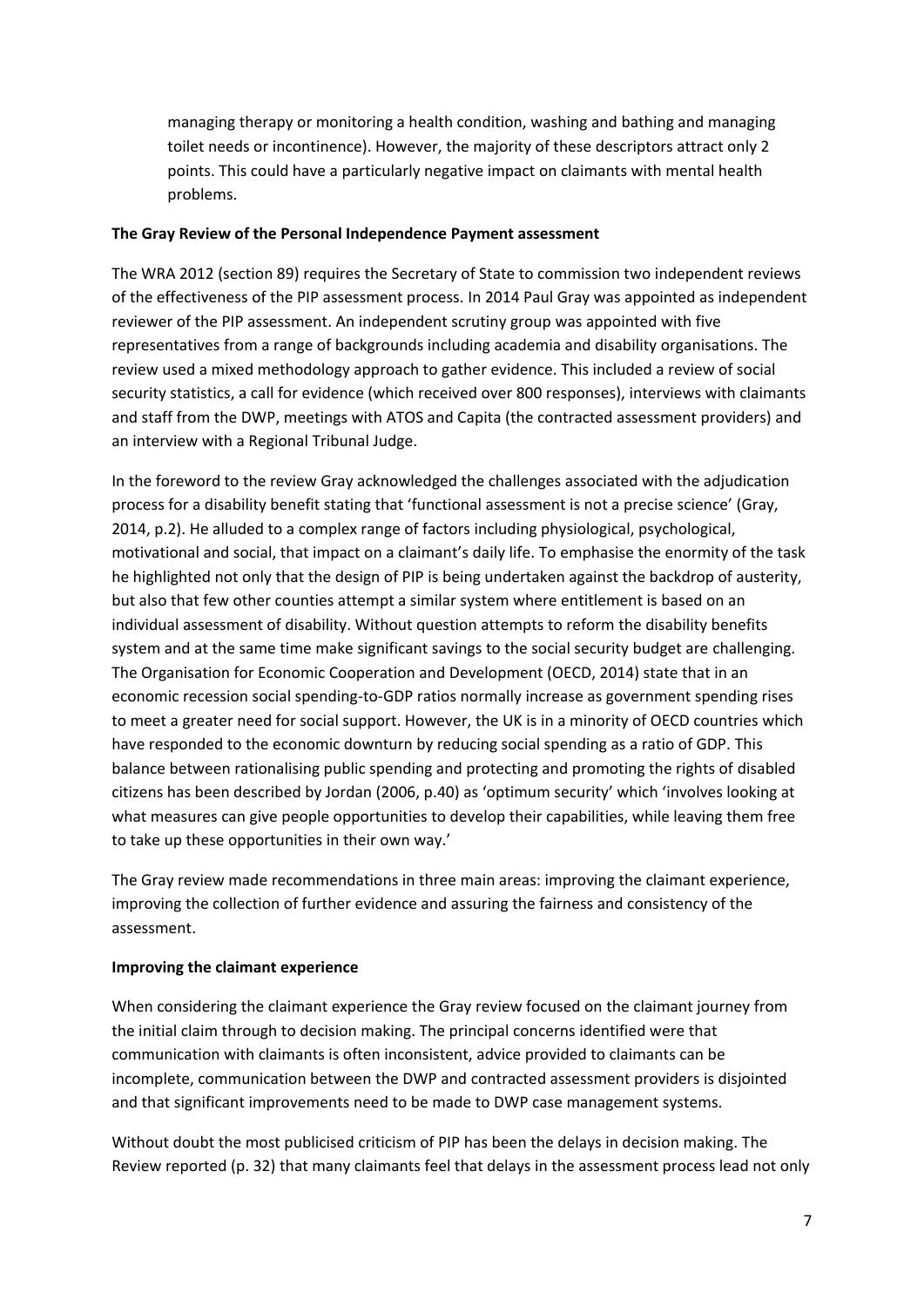managing therapy or monitoring a health condition, washing and bathing and managing toilet needs or incontinence). However, the majority of these descriptors attract only 2 points. This could have a particularly negative impact on claimants with mental health problems.

**The Gray Review of the Personal Independence Payment assessment**

The WRA 2012 (section 89) requires the Secretary of State to commission two independent reviews of the effectiveness of the PIP assessment process. In 2014 Paul Gray was appointed as independent reviewer of the PIP assessment. An independent scrutiny group was appointed with five representatives from a range of backgrounds including academia and disability organisations. The review used a mixed methodology approach to gather evidence. This included a review of social security statistics, a call for evidence (which received over 800 responses), interviews with claimants and staff from the DWP, meetings with ATOS and Capita (the contracted assessment providers) and an interview with a Regional Tribunal Judge.

In the foreword to the review Gray acknowledged the challenges associated with the adjudication process for a disability benefit stating that 'functional assessment is not a precise science' (Gray, 2014, p.2). He alluded to a complex range of factors including physiological, psychological, motivational and social, that impact on a claimant's daily life. To emphasise the enormity of the task he highlighted not only that the design of PIP is being undertaken against the backdrop of austerity, but also that few other counties attempt a similar system where entitlement is based on an individual assessment of disability. Without question attempts to reform the disability benefits system and at the same time make significant savings to the social security budget are challenging. The Organisation for Economic Cooperation and Development (OECD, 2014) state that in an economic recession social spending-to-GDP ratios normally increase as government spending rises to meet a greater need for social support. However, the UK is in a minority of OECD countries which have responded to the economic downturn by reducing social spending as a ratio of GDP. This balance between rationalising public spending and protecting and promoting the rights of disabled citizens has been described by Jordan (2006, p.40) as 'optimum security' which 'involves looking at what measures can give people opportunities to develop their capabilities, while leaving them free to take up these opportunities in their own way.'

The Gray review made recommendations in three main areas: improving the claimant experience, improving the collection of further evidence and assuring the fairness and consistency of the assessment.

**Improving the claimant experience**

When considering the claimant experience the Gray review focused on the claimant journey from the initial claim through to decision making. The principal concerns identified were that communication with claimants is often inconsistent, advice provided to claimants can be incomplete, communication between the DWP and contracted assessment providers is disjointed and that significant improvements need to be made to DWP case management systems.

Without doubt the most publicised criticism of PIP has been the delays in decision making. The Review reported (p. 32) that many claimants feel that delays in the assessment process lead not only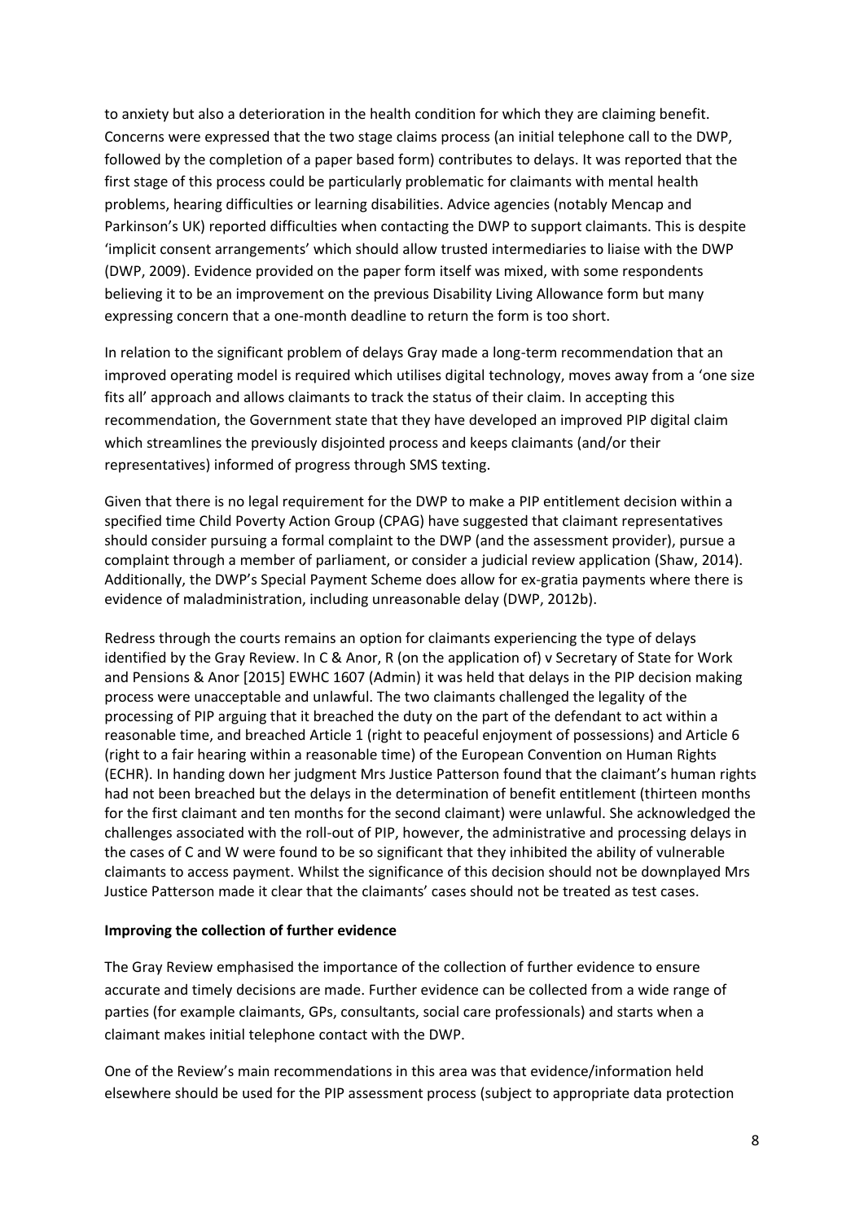to anxiety but also a deterioration in the health condition for which they are claiming benefit. Concerns were expressed that the two stage claims process (an initial telephone call to the DWP, followed by the completion of a paper based form) contributes to delays. It was reported that the first stage of this process could be particularly problematic for claimants with mental health problems, hearing difficulties or learning disabilities. Advice agencies (notably Mencap and Parkinson's UK) reported difficulties when contacting the DWP to support claimants. This is despite 'implicit consent arrangements' which should allow trusted intermediaries to liaise with the DWP (DWP, 2009). Evidence provided on the paper form itself was mixed, with some respondents believing it to be an improvement on the previous Disability Living Allowance form but many expressing concern that a one-month deadline to return the form is too short.

In relation to the significant problem of delays Gray made a long-term recommendation that an improved operating model is required which utilises digital technology, moves away from a 'one size fits all' approach and allows claimants to track the status of their claim. In accepting this recommendation, the Government state that they have developed an improved PIP digital claim which streamlines the previously disjointed process and keeps claimants (and/or their representatives) informed of progress through SMS texting.

Given that there is no legal requirement for the DWP to make a PIP entitlement decision within a specified time Child Poverty Action Group (CPAG) have suggested that claimant representatives should consider pursuing a formal complaint to the DWP (and the assessment provider), pursue a complaint through a member of parliament, or consider a judicial review application (Shaw, 2014). Additionally, the DWP's Special Payment Scheme does allow for ex-gratia payments where there is evidence of maladministration, including unreasonable delay (DWP, 2012b).

Redress through the courts remains an option for claimants experiencing the type of delays identified by the Gray Review. In C & Anor, R (on the application of) v Secretary of State for Work and Pensions & Anor [2015] EWHC 1607 (Admin) it was held that delays in the PIP decision making process were unacceptable and unlawful. The two claimants challenged the legality of the processing of PIP arguing that it breached the duty on the part of the defendant to act within a reasonable time, and breached Article 1 (right to peaceful enjoyment of possessions) and Article 6 (right to a fair hearing within a reasonable time) of the European Convention on Human Rights (ECHR). In handing down her judgment Mrs Justice Patterson found that the claimant's human rights had not been breached but the delays in the determination of benefit entitlement (thirteen months for the first claimant and ten months for the second claimant) were unlawful. She acknowledged the challenges associated with the roll-out of PIP, however, the administrative and processing delays in the cases of C and W were found to be so significant that they inhibited the ability of vulnerable claimants to access payment. Whilst the significance of this decision should not be downplayed Mrs Justice Patterson made it clear that the claimants' cases should not be treated as test cases.

**Improving the collection of further evidence**

The Gray Review emphasised the importance of the collection of further evidence to ensure accurate and timely decisions are made. Further evidence can be collected from a wide range of parties (for example claimants, GPs, consultants, social care professionals) and starts when a claimant makes initial telephone contact with the DWP.

One of the Review's main recommendations in this area was that evidence/information held elsewhere should be used for the PIP assessment process (subject to appropriate data protection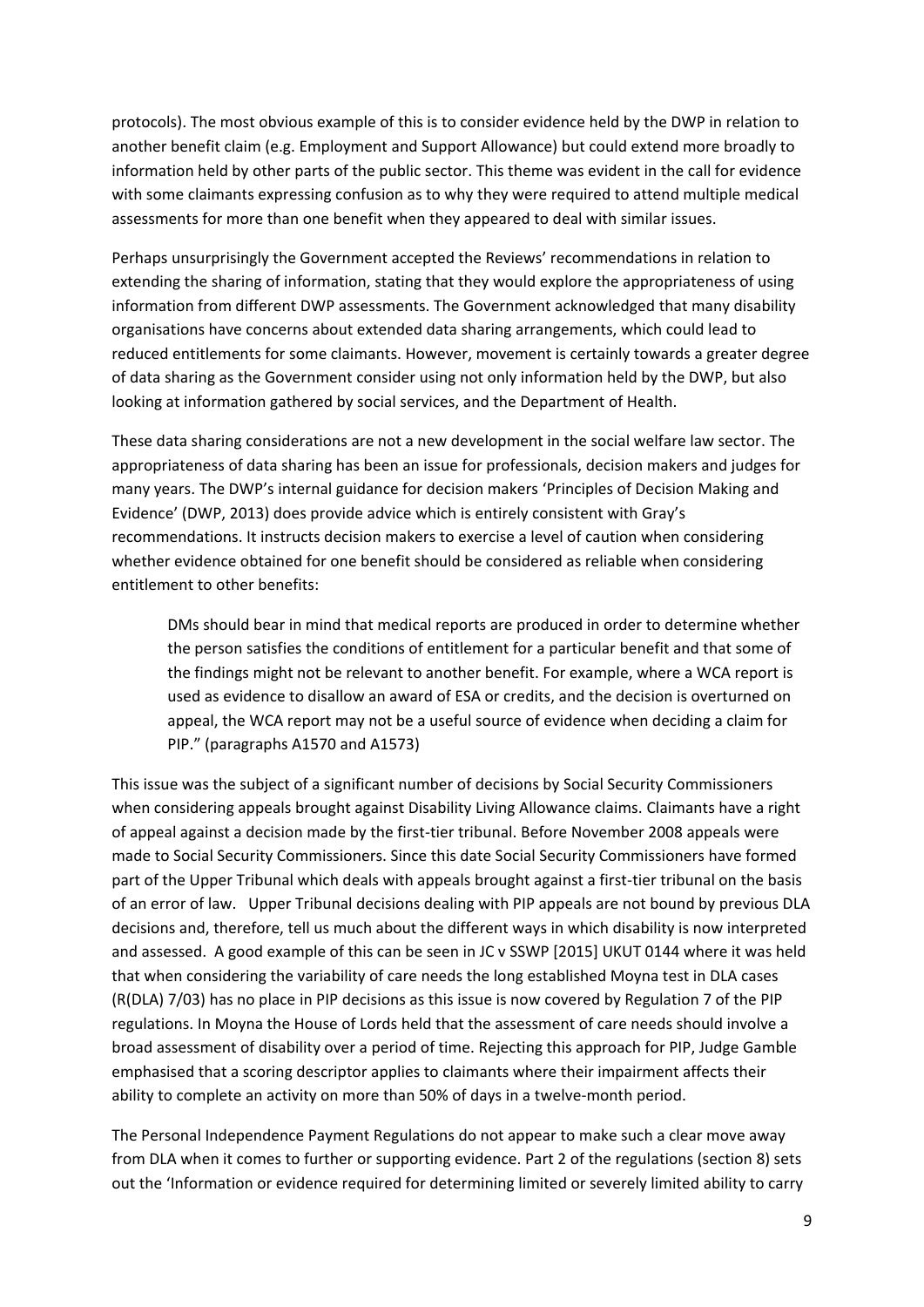protocols). The most obvious example of this is to consider evidence held by the DWP in relation to another benefit claim (e.g. Employment and Support Allowance) but could extend more broadly to information held by other parts of the public sector. This theme was evident in the call for evidence with some claimants expressing confusion as to why they were required to attend multiple medical assessments for more than one benefit when they appeared to deal with similar issues.

Perhaps unsurprisingly the Government accepted the Reviews' recommendations in relation to extending the sharing of information, stating that they would explore the appropriateness of using information from different DWP assessments. The Government acknowledged that many disability organisations have concerns about extended data sharing arrangements, which could lead to reduced entitlements for some claimants. However, movement is certainly towards a greater degree of data sharing as the Government consider using not only information held by the DWP, but also looking at information gathered by social services, and the Department of Health.

These data sharing considerations are not a new development in the social welfare law sector. The appropriateness of data sharing has been an issue for professionals, decision makers and judges for many years. The DWP's internal guidance for decision makers 'Principles of Decision Making and Evidence' (DWP, 2013) does provide advice which is entirely consistent with Gray's recommendations. It instructs decision makers to exercise a level of caution when considering whether evidence obtained for one benefit should be considered as reliable when considering entitlement to other benefits:

> DMs should bear in mind that medical reports are produced in order to determine whether the person satisfies the conditions of entitlement for a particular benefit and that some of the findings might not be relevant to another benefit. For example, where a WCA report is used as evidence to disallow an award of ESA or credits, and the decision is overturned on appeal, the WCA report may not be a useful source of evidence when deciding a claim for PIP." (paragraphs A1570 and A1573)

This issue was the subject of a significant number of decisions by Social Security Commissioners when considering appeals brought against Disability Living Allowance claims. Claimants have a right of appeal against a decision made by the first-tier tribunal. Before November 2008 appeals were made to Social Security Commissioners. Since this date Social Security Commissioners have formed part of the Upper Tribunal which deals with appeals brought against a first-tier tribunal on the basis of an error of law. Upper Tribunal decisions dealing with PIP appeals are not bound by previous DLA decisions and, therefore, tell us much about the different ways in which disability is now interpreted and assessed. A good example of this can be seen in JC v SSWP [2015] UKUT 0144 where it was held that when considering the variability of care needs the long established Moyna test in DLA cases (R(DLA) 7/03) has no place in PIP decisions as this issue is now covered by Regulation 7 of the PIP regulations. In Moyna the House of Lords held that the assessment of care needs should involve a broad assessment of disability over a period of time. Rejecting this approach for PIP, Judge Gamble emphasised that a scoring descriptor applies to claimants where their impairment affects their ability to complete an activity on more than 50% of days in a twelve-month period.

The Personal Independence Payment Regulations do not appear to make such a clear move away from DLA when it comes to further or supporting evidence. Part 2 of the regulations (section 8) sets out the 'Information or evidence required for determining limited or severely limited ability to carry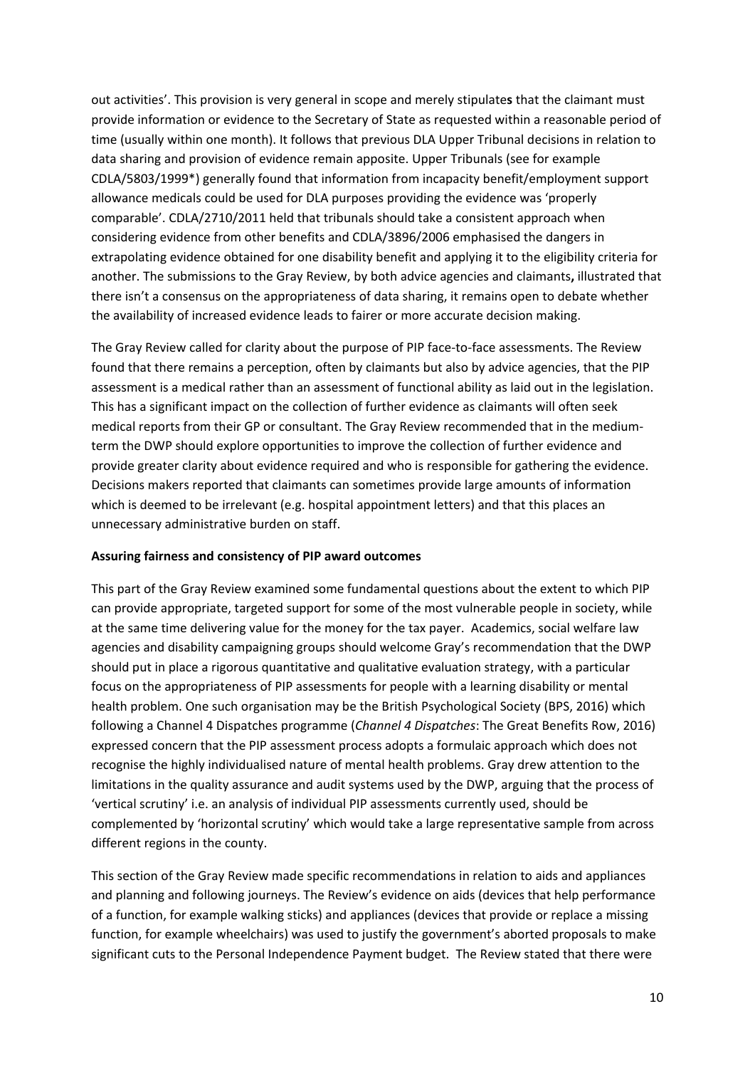out activities'. This provision is very general in scope and merely stipulates that the claimant must provide information or evidence to the Secretary of State as requested within a reasonable period of time (usually within one month). It follows that previous DLA Upper Tribunal decisions in relation to data sharing and provision of evidence remain apposite. Upper Tribunals (see for example CDLA/5803/1999*) generally found that information from incapacity benefit/employment support allowance medicals could be used for DLA purposes providing the evidence was 'properly comparable'. CDLA/2710/2011 held that tribunals should take a consistent approach when considering evidence from other benefits and CDLA/3896/2006 emphasised the dangers in extrapolating evidence obtained for one disability benefit and applying it to the eligibility criteria for another. The submissions to the Gray Review, by both advice agencies and claimants, illustrated that there isn't a consensus on the appropriateness of data sharing, it remains open to debate whether the availability of increased evidence leads to fairer or more accurate decision making.

The Gray Review called for clarity about the purpose of PIP face-to-face assessments. The Review found that there remains a perception, often by claimants but also by advice agencies, that the PIP assessment is a medical rather than an assessment of functional ability as laid out in the legislation. This has a significant impact on the collection of further evidence as claimants will often seek medical reports from their GP or consultant. The Gray Review recommended that in the medium-term the DWP should explore opportunities to improve the collection of further evidence and provide greater clarity about evidence required and who is responsible for gathering the evidence. Decisions makers reported that claimants can sometimes provide large amounts of information which is deemed to be irrelevant (e.g. hospital appointment letters) and that this places an unnecessary administrative burden on staff.

**Assuring fairness and consistency of PIP award outcomes**

This part of the Gray Review examined some fundamental questions about the extent to which PIP can provide appropriate, targeted support for some of the most vulnerable people in society, while at the same time delivering value for the money for the tax payer. Academics, social welfare law agencies and disability campaigning groups should welcome Gray's recommendation that the DWP should put in place a rigorous quantitative and qualitative evaluation strategy, with a particular focus on the appropriateness of PIP assessments for people with a learning disability or mental health problem. One such organisation may be the British Psychological Society (BPS, 2016) which following a Channel 4 Dispatches programme (*Channel 4 Dispatches*: The Great Benefits Row, 2016) expressed concern that the PIP assessment process adopts a formulaic approach which does not recognise the highly individualised nature of mental health problems. Gray drew attention to the limitations in the quality assurance and audit systems used by the DWP, arguing that the process of 'vertical scrutiny' i.e. an analysis of individual PIP assessments currently used, should be complemented by 'horizontal scrutiny' which would take a large representative sample from across different regions in the county.

This section of the Gray Review made specific recommendations in relation to aids and appliances and planning and following journeys. The Review's evidence on aids (devices that help performance of a function, for example walking sticks) and appliances (devices that provide or replace a missing function, for example wheelchairs) was used to justify the government's aborted proposals to make significant cuts to the Personal Independence Payment budget. The Review stated that there were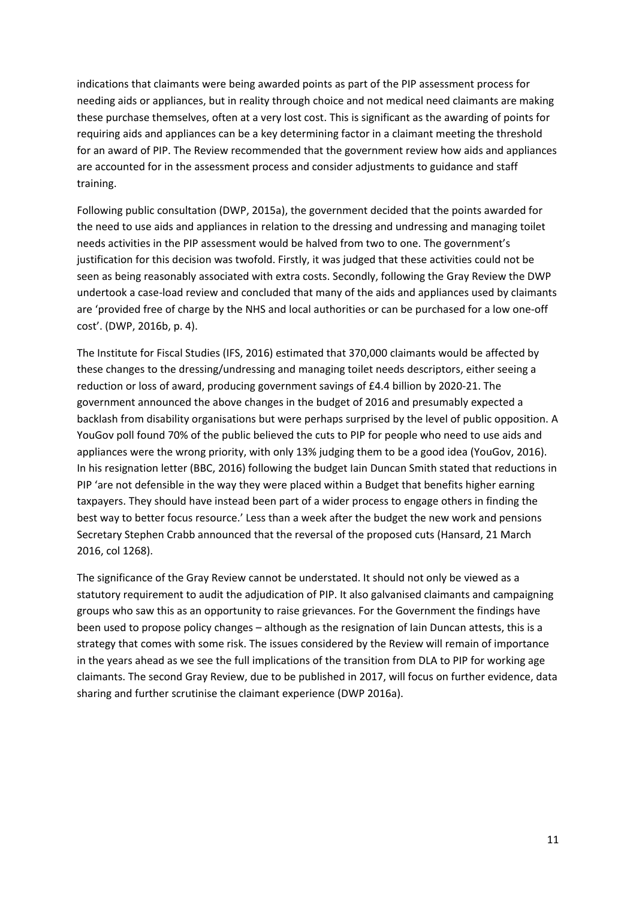indications that claimants were being awarded points as part of the PIP assessment process for needing aids or appliances, but in reality through choice and not medical need claimants are making these purchase themselves, often at a very lost cost. This is significant as the awarding of points for requiring aids and appliances can be a key determining factor in a claimant meeting the threshold for an award of PIP. The Review recommended that the government review how aids and appliances are accounted for in the assessment process and consider adjustments to guidance and staff training.

Following public consultation (DWP, 2015a), the government decided that the points awarded for the need to use aids and appliances in relation to the dressing and undressing and managing toilet needs activities in the PIP assessment would be halved from two to one. The government's justification for this decision was twofold. Firstly, it was judged that these activities could not be seen as being reasonably associated with extra costs. Secondly, following the Gray Review the DWP undertook a case-load review and concluded that many of the aids and appliances used by claimants are 'provided free of charge by the NHS and local authorities or can be purchased for a low one-off cost'. (DWP, 2016b, p. 4).

The Institute for Fiscal Studies (IFS, 2016) estimated that 370,000 claimants would be affected by these changes to the dressing/undressing and managing toilet needs descriptors, either seeing a reduction or loss of award, producing government savings of £4.4 billion by 2020-21. The government announced the above changes in the budget of 2016 and presumably expected a backlash from disability organisations but were perhaps surprised by the level of public opposition. A YouGov poll found 70% of the public believed the cuts to PIP for people who need to use aids and appliances were the wrong priority, with only 13% judging them to be a good idea (YouGov, 2016). In his resignation letter (BBC, 2016) following the budget Iain Duncan Smith stated that reductions in PIP 'are not defensible in the way they were placed within a Budget that benefits higher earning taxpayers. They should have instead been part of a wider process to engage others in finding the best way to better focus resource.' Less than a week after the budget the new work and pensions Secretary Stephen Crabb announced that the reversal of the proposed cuts (Hansard, 21 March 2016, col 1268).

The significance of the Gray Review cannot be understated. It should not only be viewed as a statutory requirement to audit the adjudication of PIP. It also galvanised claimants and campaigning groups who saw this as an opportunity to raise grievances. For the Government the findings have been used to propose policy changes – although as the resignation of Iain Duncan attests, this is a strategy that comes with some risk. The issues considered by the Review will remain of importance in the years ahead as we see the full implications of the transition from DLA to PIP for working age claimants. The second Gray Review, due to be published in 2017, will focus on further evidence, data sharing and further scrutinise the claimant experience (DWP 2016a).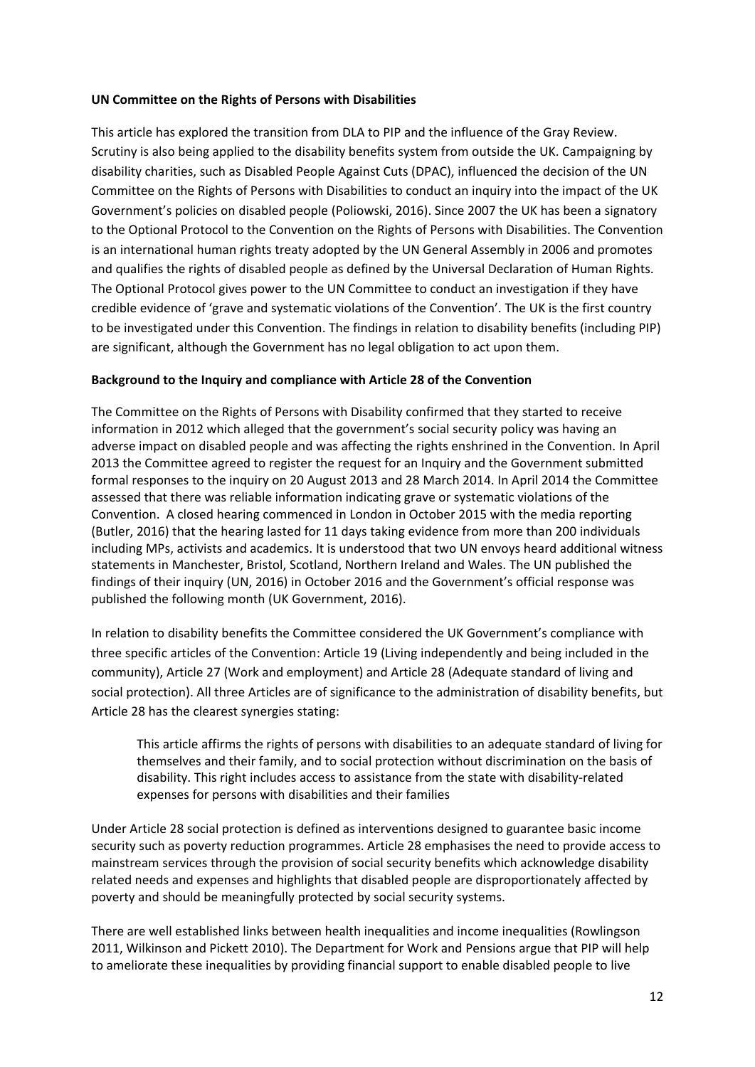**UN Committee on the Rights of Persons with Disabilities**

This article has explored the transition from DLA to PIP and the influence of the Gray Review. Scrutiny is also being applied to the disability benefits system from outside the UK. Campaigning by disability charities, such as Disabled People Against Cuts (DPAC), influenced the decision of the UN Committee on the Rights of Persons with Disabilities to conduct an inquiry into the impact of the UK Government's policies on disabled people (Poliowski, 2016). Since 2007 the UK has been a signatory to the Optional Protocol to the Convention on the Rights of Persons with Disabilities. The Convention is an international human rights treaty adopted by the UN General Assembly in 2006 and promotes and qualifies the rights of disabled people as defined by the Universal Declaration of Human Rights. The Optional Protocol gives power to the UN Committee to conduct an investigation if they have credible evidence of 'grave and systematic violations of the Convention'. The UK is the first country to be investigated under this Convention. The findings in relation to disability benefits (including PIP) are significant, although the Government has no legal obligation to act upon them.

**Background to the Inquiry and compliance with Article 28 of the Convention**

The Committee on the Rights of Persons with Disability confirmed that they started to receive information in 2012 which alleged that the government's social security policy was having an adverse impact on disabled people and was affecting the rights enshrined in the Convention. In April 2013 the Committee agreed to register the request for an Inquiry and the Government submitted formal responses to the inquiry on 20 August 2013 and 28 March 2014. In April 2014 the Committee assessed that there was reliable information indicating grave or systematic violations of the Convention. A closed hearing commenced in London in October 2015 with the media reporting (Butler, 2016) that the hearing lasted for 11 days taking evidence from more than 200 individuals including MPs, activists and academics. It is understood that two UN envoys heard additional witness statements in Manchester, Bristol, Scotland, Northern Ireland and Wales. The UN published the findings of their inquiry (UN, 2016) in October 2016 and the Government's official response was published the following month (UK Government, 2016).

In relation to disability benefits the Committee considered the UK Government's compliance with three specific articles of the Convention: Article 19 (Living independently and being included in the community), Article 27 (Work and employment) and Article 28 (Adequate standard of living and social protection). All three Articles are of significance to the administration of disability benefits, but Article 28 has the clearest synergies stating:

> This article affirms the rights of persons with disabilities to an adequate standard of living for themselves and their family, and to social protection without discrimination on the basis of disability. This right includes access to assistance from the state with disability-related expenses for persons with disabilities and their families

Under Article 28 social protection is defined as interventions designed to guarantee basic income security such as poverty reduction programmes. Article 28 emphasises the need to provide access to mainstream services through the provision of social security benefits which acknowledge disability related needs and expenses and highlights that disabled people are disproportionately affected by poverty and should be meaningfully protected by social security systems.

There are well established links between health inequalities and income inequalities (Rowlingson 2011, Wilkinson and Pickett 2010). The Department for Work and Pensions argue that PIP will help to ameliorate these inequalities by providing financial support to enable disabled people to live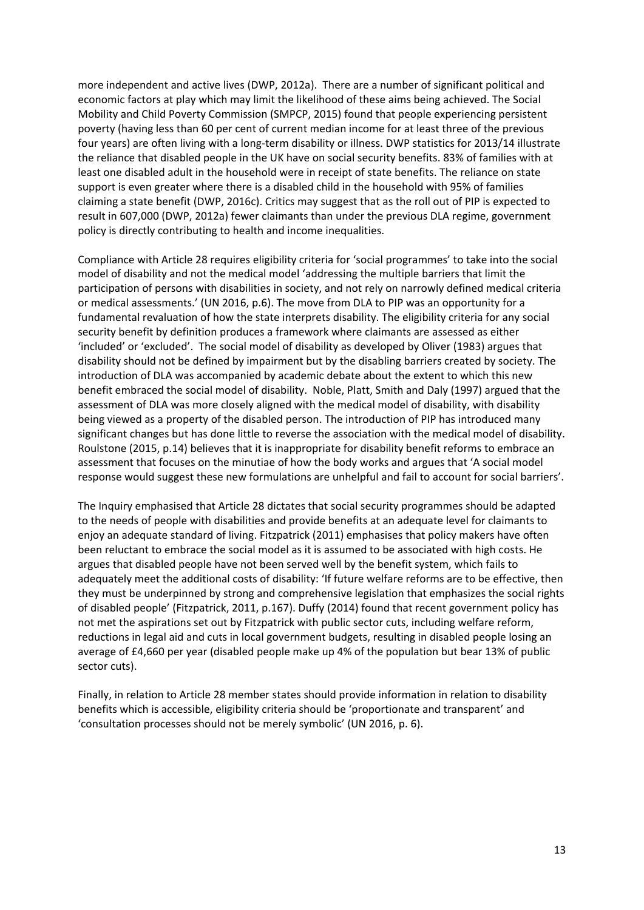more independent and active lives (DWP, 2012a). There are a number of significant political and economic factors at play which may limit the likelihood of these aims being achieved. The Social Mobility and Child Poverty Commission (SMPCP, 2015) found that people experiencing persistent poverty (having less than 60 per cent of current median income for at least three of the previous four years) are often living with a long-term disability or illness. DWP statistics for 2013/14 illustrate the reliance that disabled people in the UK have on social security benefits. 83% of families with at least one disabled adult in the household were in receipt of state benefits. The reliance on state support is even greater where there is a disabled child in the household with 95% of families claiming a state benefit (DWP, 2016c). Critics may suggest that as the roll out of PIP is expected to result in 607,000 (DWP, 2012a) fewer claimants than under the previous DLA regime, government policy is directly contributing to health and income inequalities.

Compliance with Article 28 requires eligibility criteria for 'social programmes' to take into the social model of disability and not the medical model 'addressing the multiple barriers that limit the participation of persons with disabilities in society, and not rely on narrowly defined medical criteria or medical assessments.' (UN 2016, p.6). The move from DLA to PIP was an opportunity for a fundamental revaluation of how the state interprets disability. The eligibility criteria for any social security benefit by definition produces a framework where claimants are assessed as either 'included' or 'excluded'. The social model of disability as developed by Oliver (1983) argues that disability should not be defined by impairment but by the disabling barriers created by society. The introduction of DLA was accompanied by academic debate about the extent to which this new benefit embraced the social model of disability. Noble, Platt, Smith and Daly (1997) argued that the assessment of DLA was more closely aligned with the medical model of disability, with disability being viewed as a property of the disabled person. The introduction of PIP has introduced many significant changes but has done little to reverse the association with the medical model of disability. Roulstone (2015, p.14) believes that it is inappropriate for disability benefit reforms to embrace an assessment that focuses on the minutiae of how the body works and argues that 'A social model response would suggest these new formulations are unhelpful and fail to account for social barriers'.

The Inquiry emphasised that Article 28 dictates that social security programmes should be adapted to the needs of people with disabilities and provide benefits at an adequate level for claimants to enjoy an adequate standard of living. Fitzpatrick (2011) emphasises that policy makers have often been reluctant to embrace the social model as it is assumed to be associated with high costs. He argues that disabled people have not been served well by the benefit system, which fails to adequately meet the additional costs of disability: 'If future welfare reforms are to be effective, then they must be underpinned by strong and comprehensive legislation that emphasizes the social rights of disabled people' (Fitzpatrick, 2011, p.167). Duffy (2014) found that recent government policy has not met the aspirations set out by Fitzpatrick with public sector cuts, including welfare reform, reductions in legal aid and cuts in local government budgets, resulting in disabled people losing an average of £4,660 per year (disabled people make up 4% of the population but bear 13% of public sector cuts).

Finally, in relation to Article 28 member states should provide information in relation to disability benefits which is accessible, eligibility criteria should be 'proportionate and transparent' and 'consultation processes should not be merely symbolic' (UN 2016, p. 6).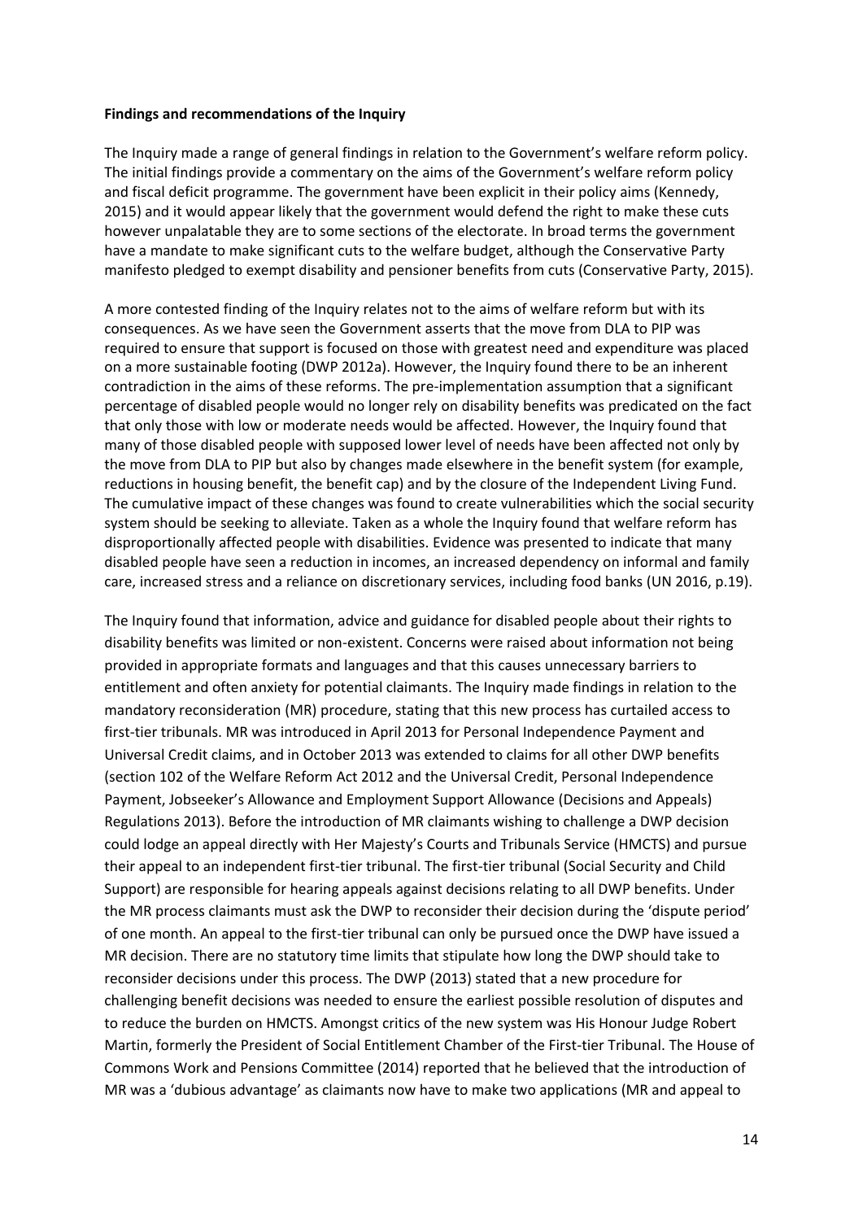**Findings and recommendations of the Inquiry**

The Inquiry made a range of general findings in relation to the Government's welfare reform policy. The initial findings provide a commentary on the aims of the Government's welfare reform policy and fiscal deficit programme. The government have been explicit in their policy aims (Kennedy, 2015) and it would appear likely that the government would defend the right to make these cuts however unpalatable they are to some sections of the electorate. In broad terms the government have a mandate to make significant cuts to the welfare budget, although the Conservative Party manifesto pledged to exempt disability and pensioner benefits from cuts (Conservative Party, 2015).

A more contested finding of the Inquiry relates not to the aims of welfare reform but with its consequences. As we have seen the Government asserts that the move from DLA to PIP was required to ensure that support is focused on those with greatest need and expenditure was placed on a more sustainable footing (DWP 2012a). However, the Inquiry found there to be an inherent contradiction in the aims of these reforms. The pre-implementation assumption that a significant percentage of disabled people would no longer rely on disability benefits was predicated on the fact that only those with low or moderate needs would be affected. However, the Inquiry found that many of those disabled people with supposed lower level of needs have been affected not only by the move from DLA to PIP but also by changes made elsewhere in the benefit system (for example, reductions in housing benefit, the benefit cap) and by the closure of the Independent Living Fund. The cumulative impact of these changes was found to create vulnerabilities which the social security system should be seeking to alleviate. Taken as a whole the Inquiry found that welfare reform has disproportionally affected people with disabilities. Evidence was presented to indicate that many disabled people have seen a reduction in incomes, an increased dependency on informal and family care, increased stress and a reliance on discretionary services, including food banks (UN 2016, p.19).

The Inquiry found that information, advice and guidance for disabled people about their rights to disability benefits was limited or non-existent. Concerns were raised about information not being provided in appropriate formats and languages and that this causes unnecessary barriers to entitlement and often anxiety for potential claimants. The Inquiry made findings in relation to the mandatory reconsideration (MR) procedure, stating that this new process has curtailed access to first-tier tribunals. MR was introduced in April 2013 for Personal Independence Payment and Universal Credit claims, and in October 2013 was extended to claims for all other DWP benefits (section 102 of the Welfare Reform Act 2012 and the Universal Credit, Personal Independence Payment, Jobseeker's Allowance and Employment Support Allowance (Decisions and Appeals) Regulations 2013). Before the introduction of MR claimants wishing to challenge a DWP decision could lodge an appeal directly with Her Majesty's Courts and Tribunals Service (HMCTS) and pursue their appeal to an independent first-tier tribunal. The first-tier tribunal (Social Security and Child Support) are responsible for hearing appeals against decisions relating to all DWP benefits. Under the MR process claimants must ask the DWP to reconsider their decision during the 'dispute period' of one month. An appeal to the first-tier tribunal can only be pursued once the DWP have issued a MR decision. There are no statutory time limits that stipulate how long the DWP should take to reconsider decisions under this process. The DWP (2013) stated that a new procedure for challenging benefit decisions was needed to ensure the earliest possible resolution of disputes and to reduce the burden on HMCTS. Amongst critics of the new system was His Honour Judge Robert Martin, formerly the President of Social Entitlement Chamber of the First-tier Tribunal. The House of Commons Work and Pensions Committee (2014) reported that he believed that the introduction of MR was a 'dubious advantage' as claimants now have to make two applications (MR and appeal to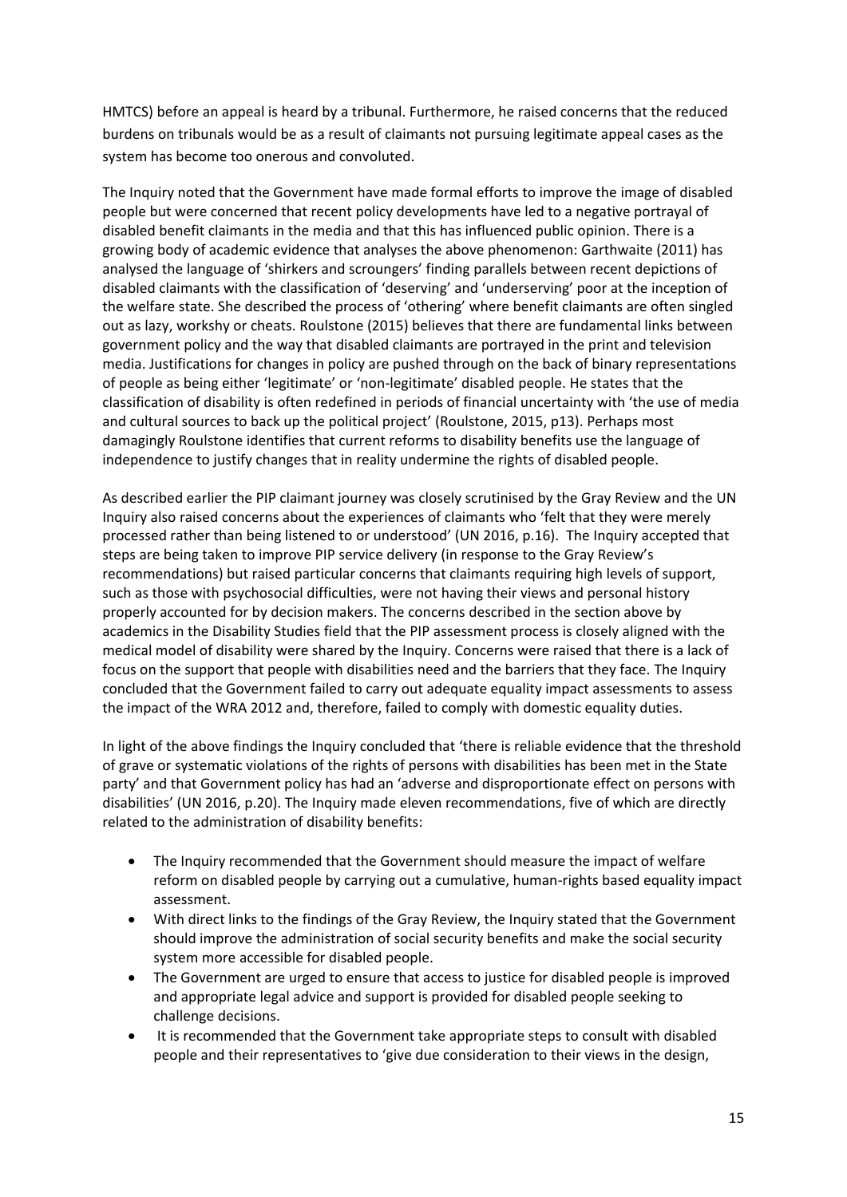HMTCS) before an appeal is heard by a tribunal. Furthermore, he raised concerns that the reduced burdens on tribunals would be as a result of claimants not pursuing legitimate appeal cases as the system has become too onerous and convoluted.

The Inquiry noted that the Government have made formal efforts to improve the image of disabled people but were concerned that recent policy developments have led to a negative portrayal of disabled benefit claimants in the media and that this has influenced public opinion. There is a growing body of academic evidence that analyses the above phenomenon: Garthwaite (2011) has analysed the language of 'shirkers and scroungers' finding parallels between recent depictions of disabled claimants with the classification of 'deserving' and 'underserving' poor at the inception of the welfare state. She described the process of 'othering' where benefit claimants are often singled out as lazy, workshy or cheats. Roulstone (2015) believes that there are fundamental links between government policy and the way that disabled claimants are portrayed in the print and television media. Justifications for changes in policy are pushed through on the back of binary representations of people as being either 'legitimate' or 'non-legitimate' disabled people. He states that the classification of disability is often redefined in periods of financial uncertainty with 'the use of media and cultural sources to back up the political project' (Roulstone, 2015, p13). Perhaps most damagingly Roulstone identifies that current reforms to disability benefits use the language of independence to justify changes that in reality undermine the rights of disabled people.

As described earlier the PIP claimant journey was closely scrutinised by the Gray Review and the UN Inquiry also raised concerns about the experiences of claimants who 'felt that they were merely processed rather than being listened to or understood' (UN 2016, p.16). The Inquiry accepted that steps are being taken to improve PIP service delivery (in response to the Gray Review's recommendations) but raised particular concerns that claimants requiring high levels of support, such as those with psychosocial difficulties, were not having their views and personal history properly accounted for by decision makers. The concerns described in the section above by academics in the Disability Studies field that the PIP assessment process is closely aligned with the medical model of disability were shared by the Inquiry. Concerns were raised that there is a lack of focus on the support that people with disabilities need and the barriers that they face. The Inquiry concluded that the Government failed to carry out adequate equality impact assessments to assess the impact of the WRA 2012 and, therefore, failed to comply with domestic equality duties.

In light of the above findings the Inquiry concluded that 'there is reliable evidence that the threshold of grave or systematic violations of the rights of persons with disabilities has been met in the State party' and that Government policy has had an 'adverse and disproportionate effect on persons with disabilities' (UN 2016, p.20). The Inquiry made eleven recommendations, five of which are directly related to the administration of disability benefits:

- The Inquiry recommended that the Government should measure the impact of welfare reform on disabled people by carrying out a cumulative, human-rights based equality impact assessment.
- With direct links to the findings of the Gray Review, the Inquiry stated that the Government should improve the administration of social security benefits and make the social security system more accessible for disabled people.
- The Government are urged to ensure that access to justice for disabled people is improved and appropriate legal advice and support is provided for disabled people seeking to challenge decisions.
- It is recommended that the Government take appropriate steps to consult with disabled people and their representatives to 'give due consideration to their views in the design,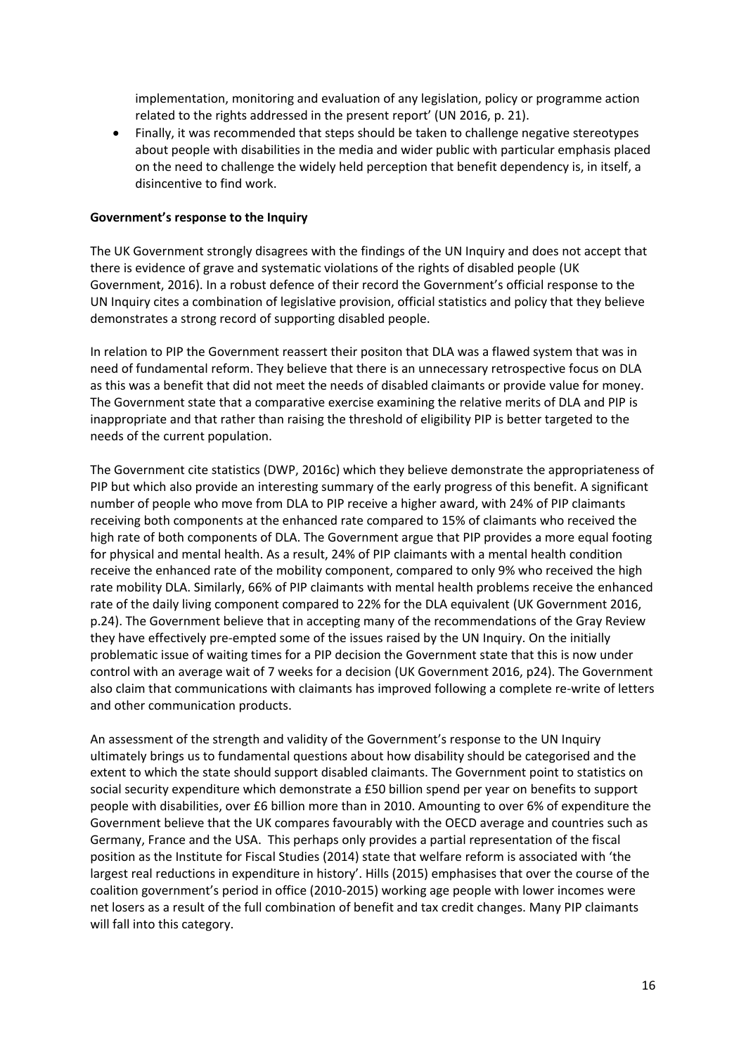implementation, monitoring and evaluation of any legislation, policy or programme action related to the rights addressed in the present report' (UN 2016, p. 21).

- Finally, it was recommended that steps should be taken to challenge negative stereotypes about people with disabilities in the media and wider public with particular emphasis placed on the need to challenge the widely held perception that benefit dependency is, in itself, a disincentive to find work.

**Government's response to the Inquiry**

The UK Government strongly disagrees with the findings of the UN Inquiry and does not accept that there is evidence of grave and systematic violations of the rights of disabled people (UK Government, 2016). In a robust defence of their record the Government's official response to the UN Inquiry cites a combination of legislative provision, official statistics and policy that they believe demonstrates a strong record of supporting disabled people.

In relation to PIP the Government reassert their positon that DLA was a flawed system that was in need of fundamental reform. They believe that there is an unnecessary retrospective focus on DLA as this was a benefit that did not meet the needs of disabled claimants or provide value for money. The Government state that a comparative exercise examining the relative merits of DLA and PIP is inappropriate and that rather than raising the threshold of eligibility PIP is better targeted to the needs of the current population.

The Government cite statistics (DWP, 2016c) which they believe demonstrate the appropriateness of PIP but which also provide an interesting summary of the early progress of this benefit. A significant number of people who move from DLA to PIP receive a higher award, with 24% of PIP claimants receiving both components at the enhanced rate compared to 15% of claimants who received the high rate of both components of DLA. The Government argue that PIP provides a more equal footing for physical and mental health. As a result, 24% of PIP claimants with a mental health condition receive the enhanced rate of the mobility component, compared to only 9% who received the high rate mobility DLA. Similarly, 66% of PIP claimants with mental health problems receive the enhanced rate of the daily living component compared to 22% for the DLA equivalent (UK Government 2016, p.24). The Government believe that in accepting many of the recommendations of the Gray Review they have effectively pre-empted some of the issues raised by the UN Inquiry. On the initially problematic issue of waiting times for a PIP decision the Government state that this is now under control with an average wait of 7 weeks for a decision (UK Government 2016, p24). The Government also claim that communications with claimants has improved following a complete re-write of letters and other communication products.

An assessment of the strength and validity of the Government's response to the UN Inquiry ultimately brings us to fundamental questions about how disability should be categorised and the extent to which the state should support disabled claimants. The Government point to statistics on social security expenditure which demonstrate a £50 billion spend per year on benefits to support people with disabilities, over £6 billion more than in 2010. Amounting to over 6% of expenditure the Government believe that the UK compares favourably with the OECD average and countries such as Germany, France and the USA. This perhaps only provides a partial representation of the fiscal position as the Institute for Fiscal Studies (2014) state that welfare reform is associated with 'the largest real reductions in expenditure in history'. Hills (2015) emphasises that over the course of the coalition government's period in office (2010-2015) working age people with lower incomes were net losers as a result of the full combination of benefit and tax credit changes. Many PIP claimants will fall into this category.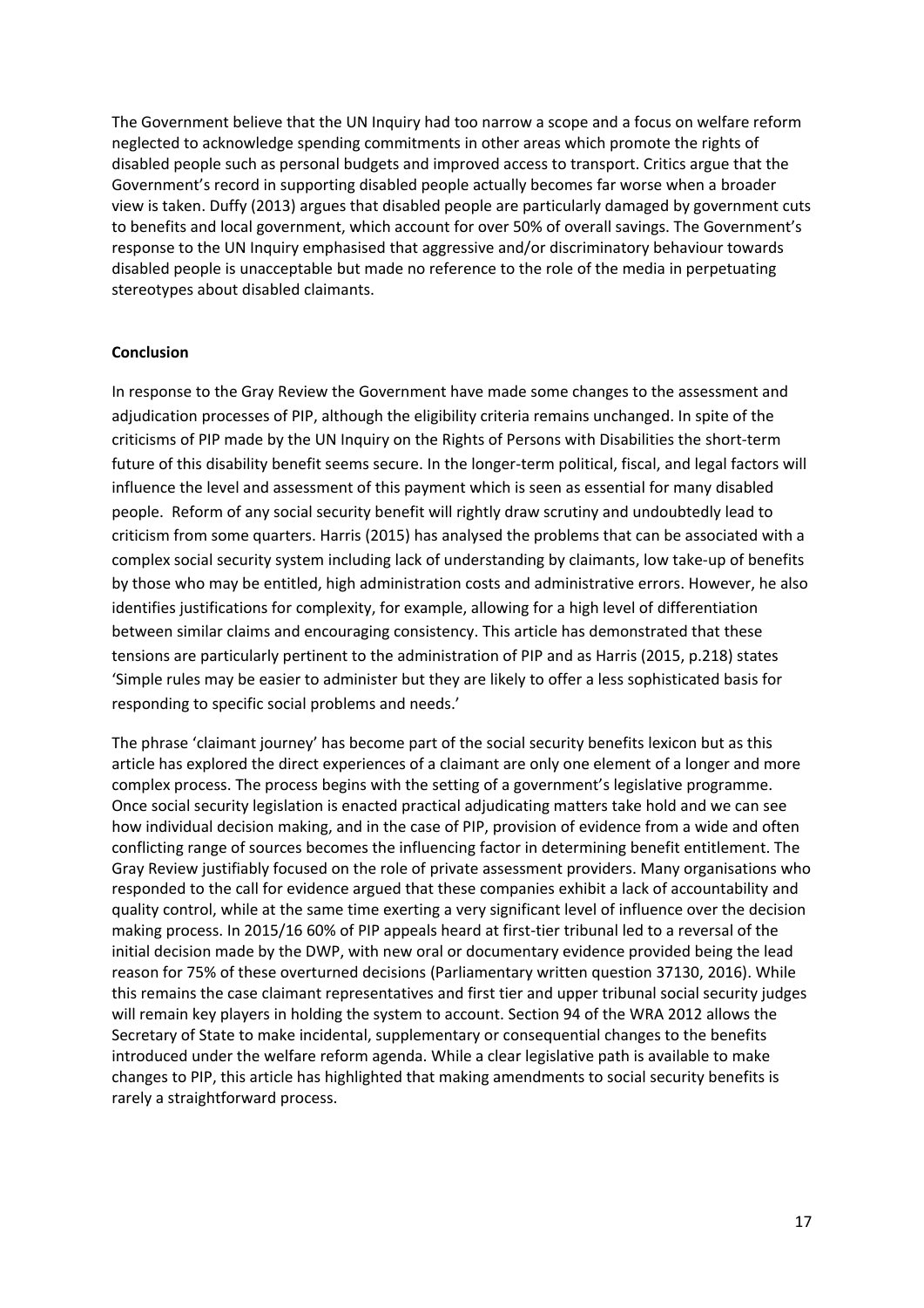The Government believe that the UN Inquiry had too narrow a scope and a focus on welfare reform neglected to acknowledge spending commitments in other areas which promote the rights of disabled people such as personal budgets and improved access to transport. Critics argue that the Government's record in supporting disabled people actually becomes far worse when a broader view is taken. Duffy (2013) argues that disabled people are particularly damaged by government cuts to benefits and local government, which account for over 50% of overall savings. The Government's response to the UN Inquiry emphasised that aggressive and/or discriminatory behaviour towards disabled people is unacceptable but made no reference to the role of the media in perpetuating stereotypes about disabled claimants.

**Conclusion**

In response to the Gray Review the Government have made some changes to the assessment and adjudication processes of PIP, although the eligibility criteria remains unchanged. In spite of the criticisms of PIP made by the UN Inquiry on the Rights of Persons with Disabilities the short-term future of this disability benefit seems secure. In the longer-term political, fiscal, and legal factors will influence the level and assessment of this payment which is seen as essential for many disabled people. Reform of any social security benefit will rightly draw scrutiny and undoubtedly lead to criticism from some quarters. Harris (2015) has analysed the problems that can be associated with a complex social security system including lack of understanding by claimants, low take-up of benefits by those who may be entitled, high administration costs and administrative errors. However, he also identifies justifications for complexity, for example, allowing for a high level of differentiation between similar claims and encouraging consistency. This article has demonstrated that these tensions are particularly pertinent to the administration of PIP and as Harris (2015, p.218) states 'Simple rules may be easier to administer but they are likely to offer a less sophisticated basis for responding to specific social problems and needs.'

The phrase 'claimant journey' has become part of the social security benefits lexicon but as this article has explored the direct experiences of a claimant are only one element of a longer and more complex process. The process begins with the setting of a government's legislative programme. Once social security legislation is enacted practical adjudicating matters take hold and we can see how individual decision making, and in the case of PIP, provision of evidence from a wide and often conflicting range of sources becomes the influencing factor in determining benefit entitlement. The Gray Review justifiably focused on the role of private assessment providers. Many organisations who responded to the call for evidence argued that these companies exhibit a lack of accountability and quality control, while at the same time exerting a very significant level of influence over the decision making process. In 2015/16 60% of PIP appeals heard at first-tier tribunal led to a reversal of the initial decision made by the DWP, with new oral or documentary evidence provided being the lead reason for 75% of these overturned decisions (Parliamentary written question 37130, 2016). While this remains the case claimant representatives and first tier and upper tribunal social security judges will remain key players in holding the system to account. Section 94 of the WRA 2012 allows the Secretary of State to make incidental, supplementary or consequential changes to the benefits introduced under the welfare reform agenda. While a clear legislative path is available to make changes to PIP, this article has highlighted that making amendments to social security benefits is rarely a straightforward process.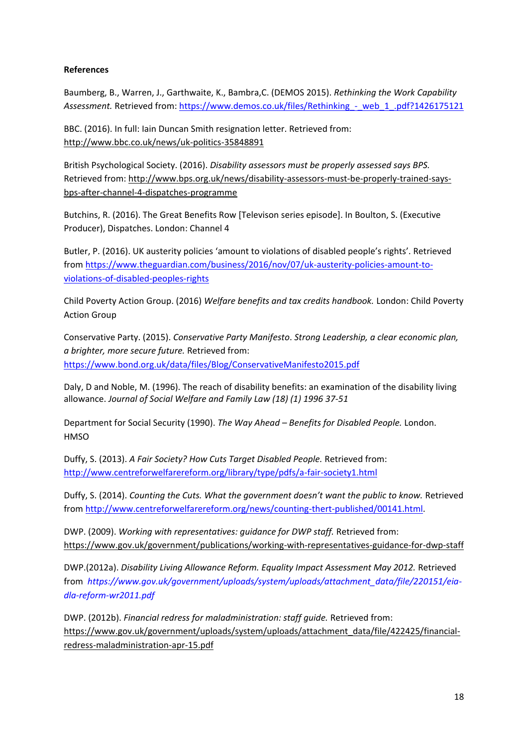**References**

Baumberg, B., Warren, J., Garthwaite, K., Bambra,C. (DEMOS 2015). *Rethinking the Work Capability Assessment.* Retrieved from: https://www.demos.co.uk/files/Rethinking_-_web_1_.pdf?1426175121

BBC. (2016). In full: Iain Duncan Smith resignation letter. Retrieved from: http://www.bbc.co.uk/news/uk-politics-35848891

British Psychological Society. (2016). *Disability assessors must be properly assessed says BPS.* Retrieved from: http://www.bps.org.uk/news/disability-assessors-must-be-properly-trained-says-bps-after-channel-4-dispatches-programme

Butchins, R. (2016). The Great Benefits Row [Televison series episode]. In Boulton, S. (Executive Producer), Dispatches. London: Channel 4

Butler, P. (2016). UK austerity policies 'amount to violations of disabled people's rights'. Retrieved from https://www.theguardian.com/business/2016/nov/07/uk-austerity-policies-amount-to-violations-of-disabled-peoples-rights

Child Poverty Action Group. (2016) *Welfare benefits and tax credits handbook.* London: Child Poverty Action Group

Conservative Party. (2015). *Conservative Party Manifesto*. *Strong Leadership, a clear economic plan, a brighter, more secure future.* Retrieved from: https://www.bond.org.uk/data/files/Blog/ConservativeManifesto2015.pdf

Daly, D and Noble, M. (1996). The reach of disability benefits: an examination of the disability living allowance. *Journal of Social Welfare and Family Law (18) (1) 1996 37-51*

Department for Social Security (1990). *The Way Ahead – Benefits for Disabled People.* London. HMSO

Duffy, S. (2013). *A Fair Society? How Cuts Target Disabled People.* Retrieved from: http://www.centreforwelfarereform.org/library/type/pdfs/a-fair-society1.html

Duffy, S. (2014). *Counting the Cuts. What the government doesn't want the public to know.* Retrieved from http://www.centreforwelfarereform.org/news/counting-thert-published/00141.html.

DWP. (2009). *Working with representatives: guidance for DWP staff.* Retrieved from: https://www.gov.uk/government/publications/working-with-representatives-guidance-for-dwp-staff

DWP.(2012a). *Disability Living Allowance Reform. Equality Impact Assessment May 2012.* Retrieved from *https://www.gov.uk/government/uploads/system/uploads/attachment_data/file/220151/eia-dla-reform-wr2011.pdf*

DWP. (2012b). *Financial redress for maladministration: staff guide.* Retrieved from: https://www.gov.uk/government/uploads/system/uploads/attachment_data/file/422425/financial-redress-maladministration-apr-15.pdf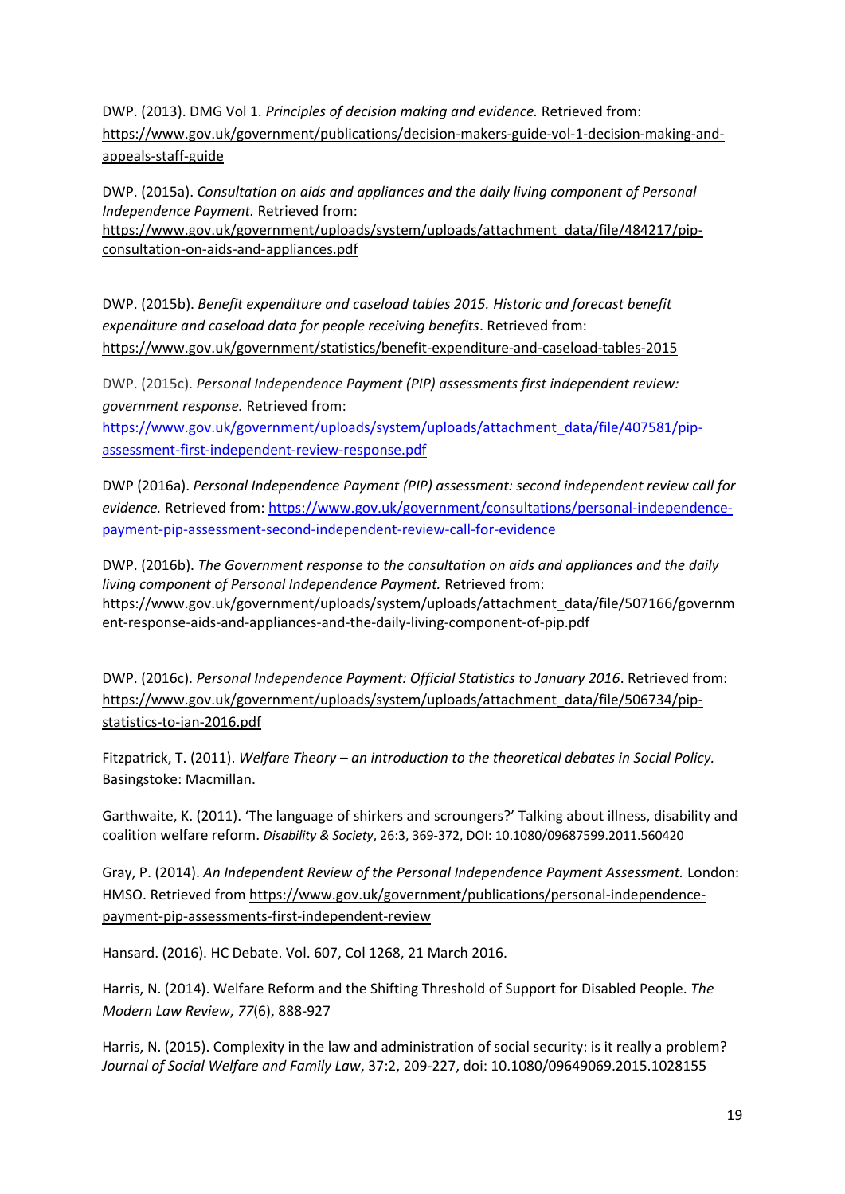DWP. (2013). DMG Vol 1. *Principles of decision making and evidence.* Retrieved from: https://www.gov.uk/government/publications/decision-makers-guide-vol-1-decision-making-and-appeals-staff-guide

DWP. (2015a). *Consultation on aids and appliances and the daily living component of Personal Independence Payment.* Retrieved from: https://www.gov.uk/government/uploads/system/uploads/attachment_data/file/484217/pip-consultation-on-aids-and-appliances.pdf

DWP. (2015b). *Benefit expenditure and caseload tables 2015. Historic and forecast benefit expenditure and caseload data for people receiving benefits*. Retrieved from: https://www.gov.uk/government/statistics/benefit-expenditure-and-caseload-tables-2015

DWP. (2015c). *Personal Independence Payment (PIP) assessments first independent review: government response.* Retrieved from: https://www.gov.uk/government/uploads/system/uploads/attachment_data/file/407581/pip-assessment-first-independent-review-response.pdf

DWP (2016a). *Personal Independence Payment (PIP) assessment: second independent review call for evidence.* Retrieved from: https://www.gov.uk/government/consultations/personal-independence-payment-pip-assessment-second-independent-review-call-for-evidence

DWP. (2016b). *The Government response to the consultation on aids and appliances and the daily living component of Personal Independence Payment.* Retrieved from: https://www.gov.uk/government/uploads/system/uploads/attachment_data/file/507166/government-response-aids-and-appliances-and-the-daily-living-component-of-pip.pdf

DWP. (2016c). *Personal Independence Payment: Official Statistics to January 2016*. Retrieved from: https://www.gov.uk/government/uploads/system/uploads/attachment_data/file/506734/pip-statistics-to-jan-2016.pdf

Fitzpatrick, T. (2011). *Welfare Theory – an introduction to the theoretical debates in Social Policy.* Basingstoke: Macmillan.

Garthwaite, K. (2011). 'The language of shirkers and scroungers?' Talking about illness, disability and coalition welfare reform. *Disability & Society*, 26:3, 369-372, DOI: 10.1080/09687599.2011.560420

Gray, P. (2014). *An Independent Review of the Personal Independence Payment Assessment.* London: HMSO. Retrieved from https://www.gov.uk/government/publications/personal-independence-payment-pip-assessments-first-independent-review

Hansard. (2016). HC Debate. Vol. 607, Col 1268, 21 March 2016.

Harris, N. (2014). Welfare Reform and the Shifting Threshold of Support for Disabled People. *The Modern Law Review*, *77*(6), 888-927

Harris, N. (2015). Complexity in the law and administration of social security: is it really a problem? *Journal of Social Welfare and Family Law*, 37:2, 209-227, doi: 10.1080/09649069.2015.1028155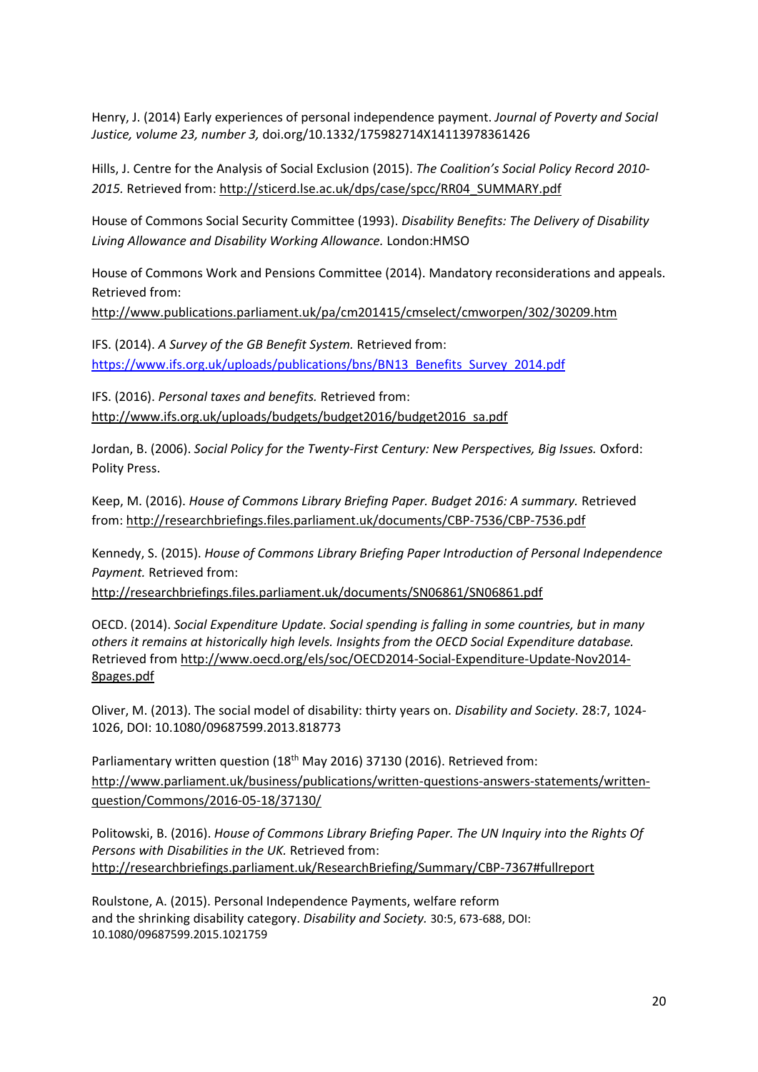Henry, J. (2014) Early experiences of personal independence payment. *Journal of Poverty and Social Justice, volume 23, number 3,* doi.org/10.1332/175982714X14113978361426

Hills, J. Centre for the Analysis of Social Exclusion (2015). *The Coalition's Social Policy Record 2010-2015.* Retrieved from: http://sticerd.lse.ac.uk/dps/case/spcc/RR04_SUMMARY.pdf

House of Commons Social Security Committee (1993). *Disability Benefits: The Delivery of Disability Living Allowance and Disability Working Allowance.* London:HMSO

House of Commons Work and Pensions Committee (2014). Mandatory reconsiderations and appeals. Retrieved from:
http://www.publications.parliament.uk/pa/cm201415/cmselect/cmworpen/302/30209.htm

IFS. (2014). *A Survey of the GB Benefit System.* Retrieved from:
https://www.ifs.org.uk/uploads/publications/bns/BN13_Benefits_Survey_2014.pdf

IFS. (2016). *Personal taxes and benefits.* Retrieved from:
http://www.ifs.org.uk/uploads/budgets/budget2016/budget2016_sa.pdf

Jordan, B. (2006). *Social Policy for the Twenty-First Century: New Perspectives, Big Issues.* Oxford: Polity Press.

Keep, M. (2016). *House of Commons Library Briefing Paper. Budget 2016: A summary.* Retrieved from: http://researchbriefings.files.parliament.uk/documents/CBP-7536/CBP-7536.pdf

Kennedy, S. (2015). *House of Commons Library Briefing Paper Introduction of Personal Independence Payment.* Retrieved from:
http://researchbriefings.files.parliament.uk/documents/SN06861/SN06861.pdf

OECD. (2014). *Social Expenditure Update. Social spending is falling in some countries, but in many others it remains at historically high levels. Insights from the OECD Social Expenditure database.* Retrieved from http://www.oecd.org/els/soc/OECD2014-Social-Expenditure-Update-Nov2014-8pages.pdf

Oliver, M. (2013). The social model of disability: thirty years on. *Disability and Society.* 28:7, 1024-1026, DOI: 10.1080/09687599.2013.818773

Parliamentary written question (18th May 2016) 37130 (2016). Retrieved from:
http://www.parliament.uk/business/publications/written-questions-answers-statements/written-question/Commons/2016-05-18/37130/

Politowski, B. (2016). *House of Commons Library Briefing Paper. The UN Inquiry into the Rights Of Persons with Disabilities in the UK.* Retrieved from:
http://researchbriefings.parliament.uk/ResearchBriefing/Summary/CBP-7367#fullreport

Roulstone, A. (2015). Personal Independence Payments, welfare reform and the shrinking disability category. *Disability and Society.* 30:5, 673-688, DOI: 10.1080/09687599.2015.1021759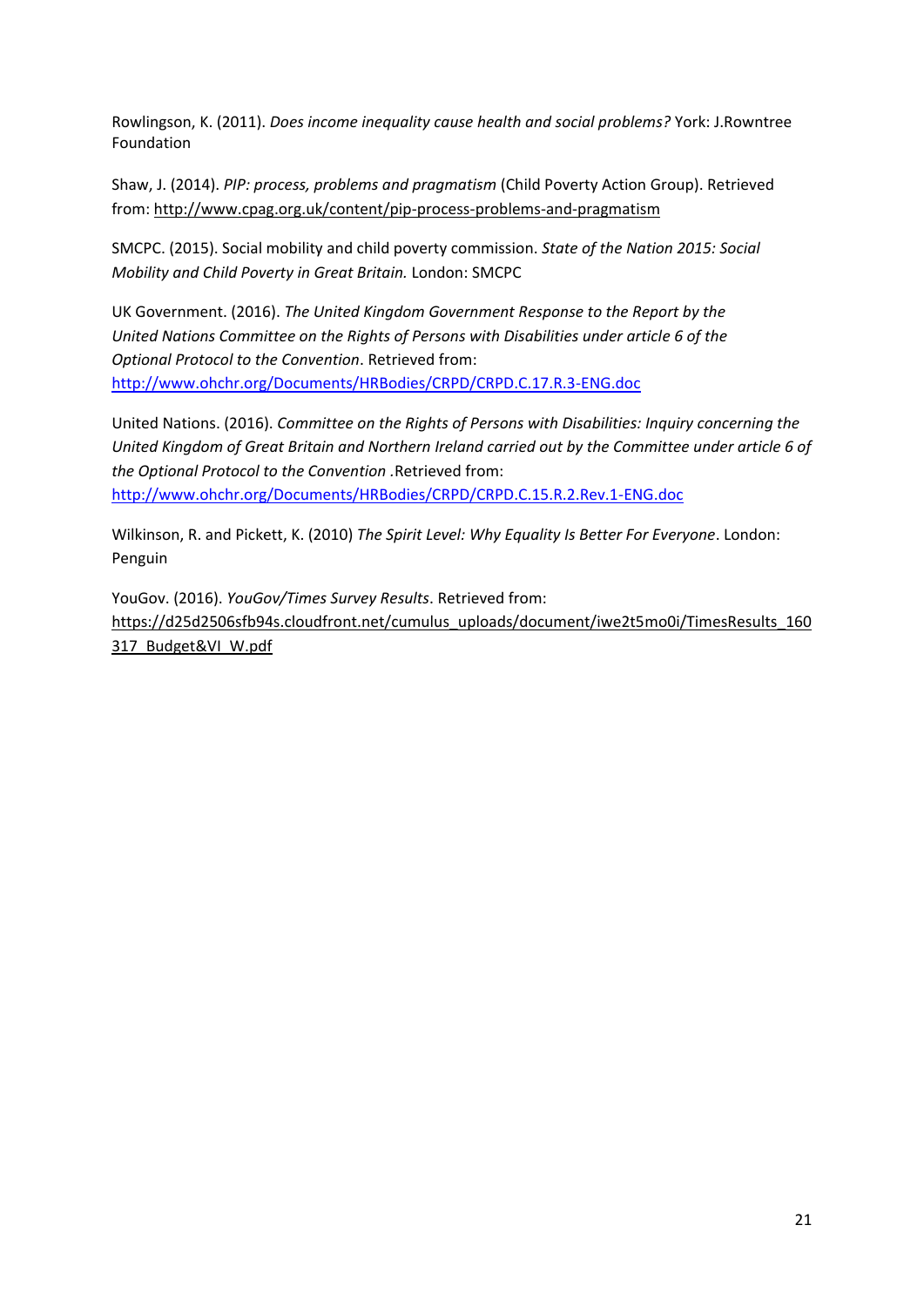Rowlingson, K. (2011). *Does income inequality cause health and social problems?* York: J.Rowntree Foundation

Shaw, J. (2014). *PIP: process, problems and pragmatism* (Child Poverty Action Group). Retrieved from: http://www.cpag.org.uk/content/pip-process-problems-and-pragmatism

SMCPC. (2015). Social mobility and child poverty commission. *State of the Nation 2015: Social Mobility and Child Poverty in Great Britain.* London: SMCPC

UK Government. (2016). *The United Kingdom Government Response to the Report by the United Nations Committee on the Rights of Persons with Disabilities under article 6 of the Optional Protocol to the Convention*. Retrieved from: http://www.ohchr.org/Documents/HRBodies/CRPD/CRPD.C.17.R.3-ENG.doc

United Nations. (2016). *Committee on the Rights of Persons with Disabilities: Inquiry concerning the United Kingdom of Great Britain and Northern Ireland carried out by the Committee under article 6 of the Optional Protocol to the Convention* .Retrieved from: http://www.ohchr.org/Documents/HRBodies/CRPD/CRPD.C.15.R.2.Rev.1-ENG.doc

Wilkinson, R. and Pickett, K. (2010) *The Spirit Level: Why Equality Is Better For Everyone*. London: Penguin

YouGov. (2016). *YouGov/Times Survey Results*. Retrieved from: https://d25d2506sfb94s.cloudfront.net/cumulus_uploads/document/iwe2t5mo0i/TimesResults_160317_Budget&VI_W.pdf